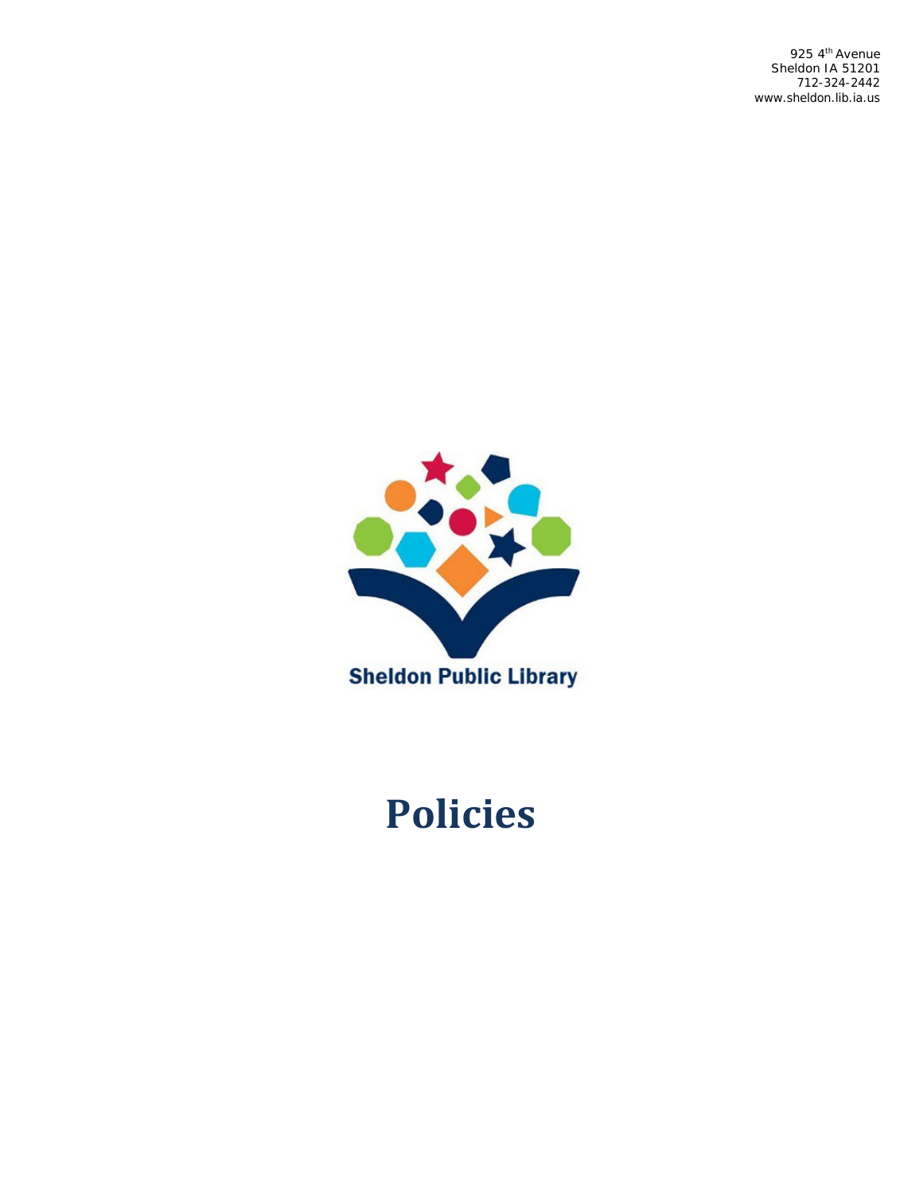925 4th Avenue
Sheldon IA 51201
712-324-2442
www.sheldon.lib.ia.us

Sheldon Public Library

# Policies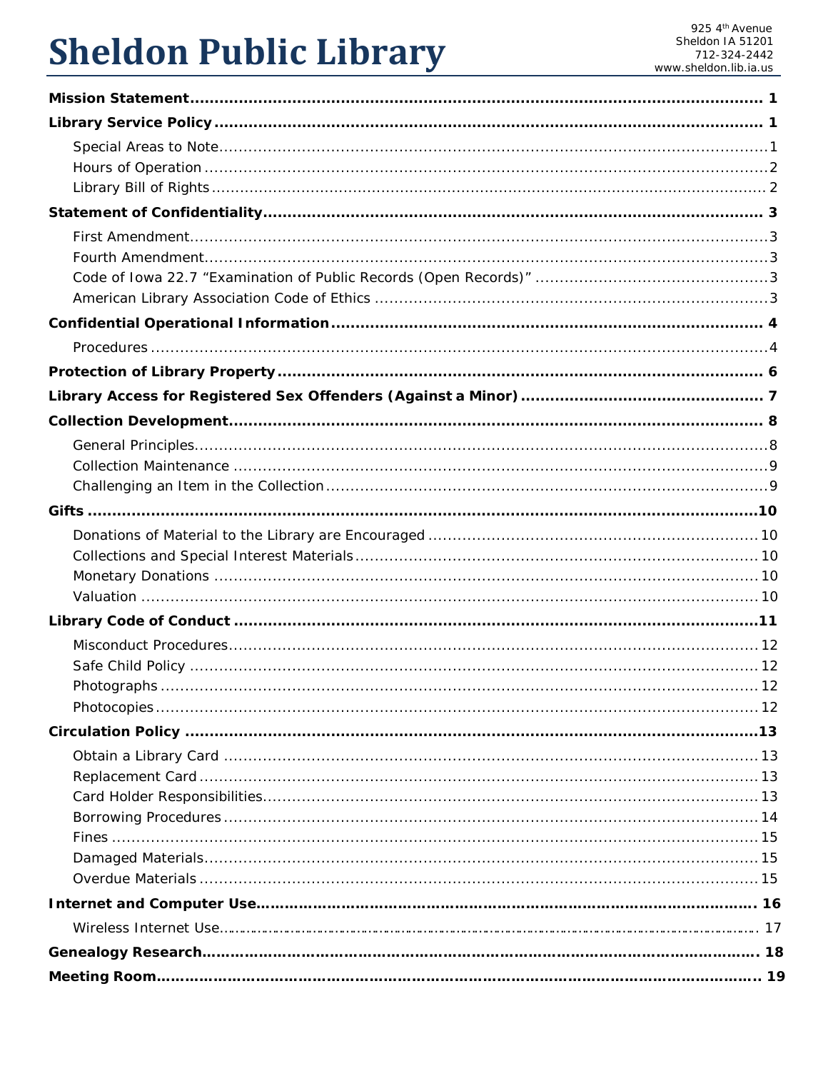# Sheldon Public Library

925 4th Avenue
Sheldon IA 51201
712-324-2442
www.sheldon.lib.ia.us

**Mission Statement** ........................................................ 1

**Library Service Policy** ........................................................ 1

- Special Areas to Note ........................................................ 1
- Hours of Operation ........................................................ 2
- Library Bill of Rights ........................................................ 2

**Statement of Confidentiality** ........................................................ 3

- First Amendment ........................................................ 3
- Fourth Amendment ........................................................ 3
- Code of Iowa 22.7 "Examination of Public Records (Open Records)" ........................................................ 3
- American Library Association Code of Ethics ........................................................ 3

**Confidential Operational Information** ........................................................ 4

- Procedures ........................................................ 4

**Protection of Library Property** ........................................................ 6

**Library Access for Registered Sex Offenders (Against a Minor)** ........................................................ 7

**Collection Development** ........................................................ 8

- General Principles ........................................................ 8
- Collection Maintenance ........................................................ 9
- Challenging an Item in the Collection ........................................................ 9

**Gifts** ........................................................ 10

- Donations of Material to the Library are Encouraged ........................................................ 10
- Collections and Special Interest Materials ........................................................ 10
- Monetary Donations ........................................................ 10
- Valuation ........................................................ 10

**Library Code of Conduct** ........................................................ 11

- Misconduct Procedures ........................................................ 12
- Safe Child Policy ........................................................ 12
- Photographs ........................................................ 12
- Photocopies ........................................................ 12

**Circulation Policy** ........................................................ 13

- Obtain a Library Card ........................................................ 13
- Replacement Card ........................................................ 13
- Card Holder Responsibilities ........................................................ 13
- Borrowing Procedures ........................................................ 14
- Fines ........................................................ 15
- Damaged Materials ........................................................ 15
- Overdue Materials ........................................................ 15

**Internet and Computer Use** ........................................................ 16

- Wireless Internet Use ........................................................ 17

**Genealogy Research** ........................................................ 18

**Meeting Room** ........................................................ 19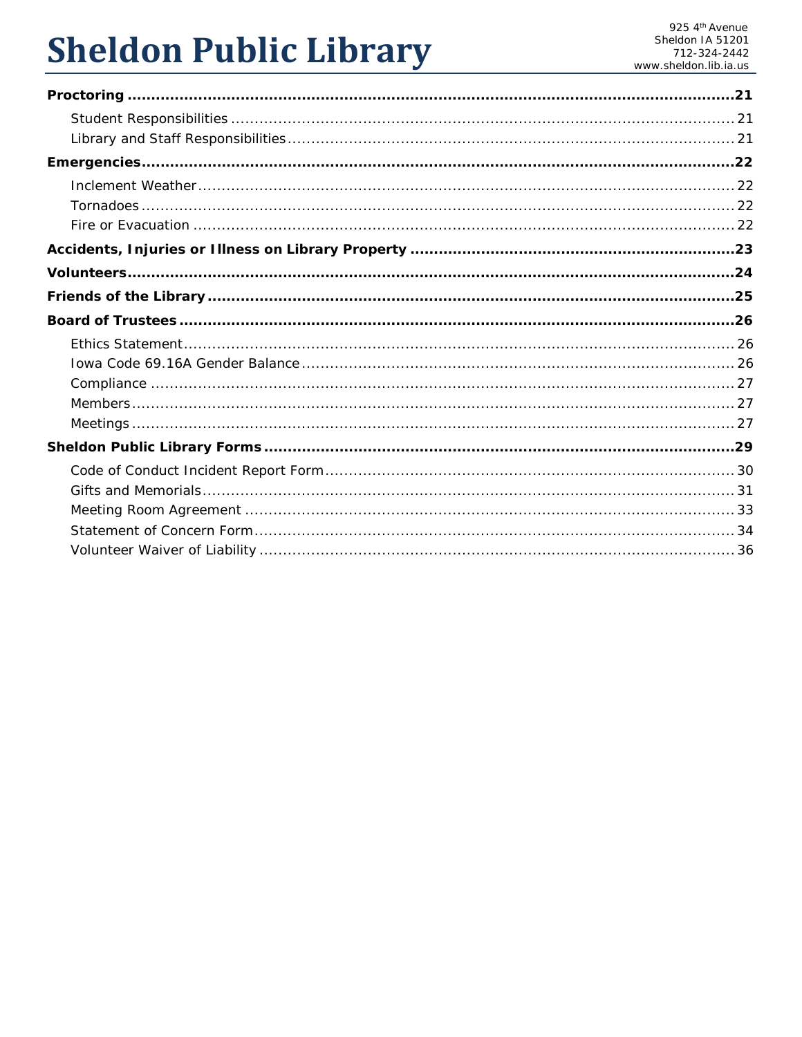| | |
|---|---|
| **Proctoring** | **21** |
| Student Responsibilities | 21 |
| Library and Staff Responsibilities | 21 |
| **Emergencies** | **22** |
| Inclement Weather | 22 |
| Tornadoes | 22 |
| Fire or Evacuation | 22 |
| **Accidents, Injuries or Illness on Library Property** | **23** |
| **Volunteers** | **24** |
| **Friends of the Library** | **25** |
| **Board of Trustees** | **26** |
| Ethics Statement | 26 |
| Iowa Code 69.16A Gender Balance | 26 |
| Compliance | 27 |
| Members | 27 |
| Meetings | 27 |
| **Sheldon Public Library Forms** | **29** |
| Code of Conduct Incident Report Form | 30 |
| Gifts and Memorials | 31 |
| Meeting Room Agreement | 33 |
| Statement of Concern Form | 34 |
| Volunteer Waiver of Liability | 36 |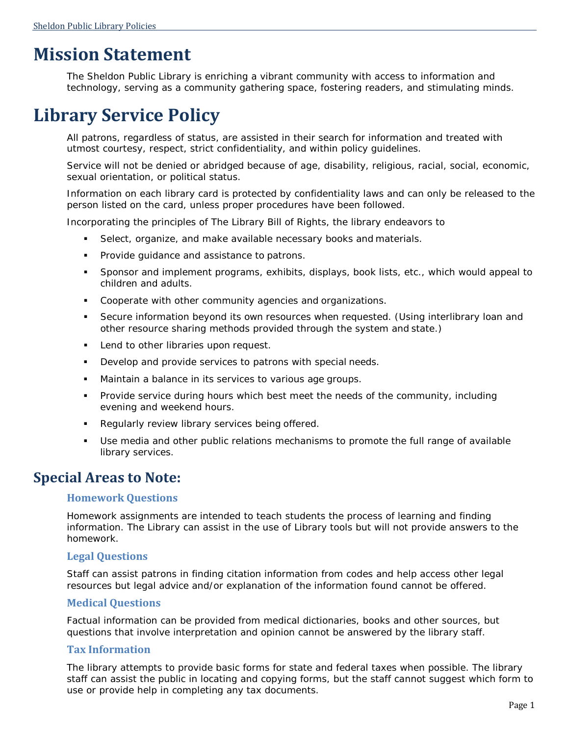# Mission Statement

The Sheldon Public Library is enriching a vibrant community with access to information and technology, serving as a community gathering space, fostering readers, and stimulating minds.

# Library Service Policy

All patrons, regardless of status, are assisted in their search for information and treated with utmost courtesy, respect, strict confidentiality, and within policy guidelines.

Service will not be denied or abridged because of age, disability, religious, racial, social, economic, sexual orientation, or political status.

Information on each library card is protected by confidentiality laws and can only be released to the person listed on the card, unless proper procedures have been followed.

Incorporating the principles of The Library Bill of Rights, the library endeavors to

- Select, organize, and make available necessary books and materials.
- Provide guidance and assistance to patrons.
- Sponsor and implement programs, exhibits, displays, book lists, etc., which would appeal to children and adults.
- Cooperate with other community agencies and organizations.
- Secure information beyond its own resources when requested. (Using interlibrary loan and other resource sharing methods provided through the system and state.)
- Lend to other libraries upon request.
- Develop and provide services to patrons with special needs.
- Maintain a balance in its services to various age groups.
- Provide service during hours which best meet the needs of the community, including evening and weekend hours.
- Regularly review library services being offered.
- Use media and other public relations mechanisms to promote the full range of available library services.

## Special Areas to Note:

### Homework Questions

Homework assignments are intended to teach students the process of learning and finding information. The Library can assist in the use of Library tools but will not provide answers to the homework.

### Legal Questions

Staff can assist patrons in finding citation information from codes and help access other legal resources but legal advice and/or explanation of the information found cannot be offered.

### Medical Questions

Factual information can be provided from medical dictionaries, books and other sources, but questions that involve interpretation and opinion cannot be answered by the library staff.

### Tax Information

The library attempts to provide basic forms for state and federal taxes when possible. The library staff can assist the public in locating and copying forms, but the staff cannot suggest which form to use or provide help in completing any tax documents.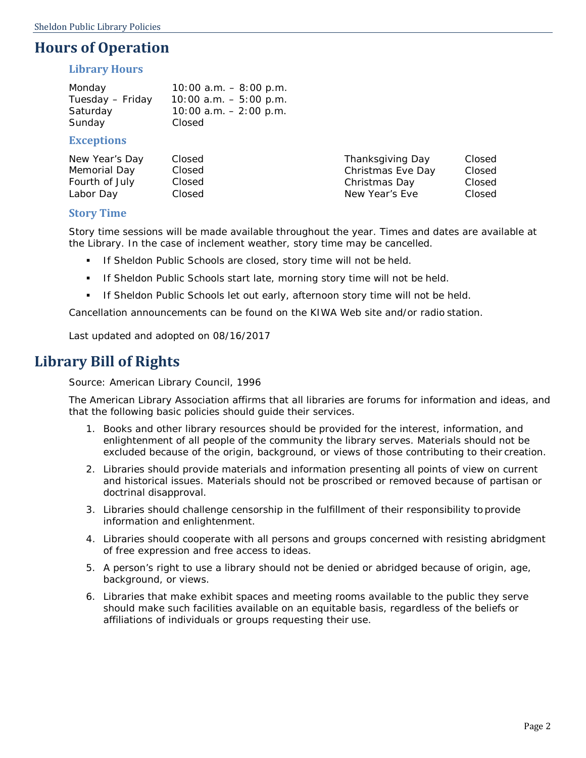# Hours of Operation

## Library Hours

| | |
|---|---|
| Monday | 10:00 a.m. – 8:00 p.m. |
| Tuesday – Friday | 10:00 a.m. – 5:00 p.m. |
| Saturday | 10:00 a.m. – 2:00 p.m. |
| Sunday | Closed |

## Exceptions

| | | | |
|---|---|---|---|
| New Year's Day | Closed | Thanksgiving Day | Closed |
| Memorial Day | Closed | Christmas Eve Day | Closed |
| Fourth of July | Closed | Christmas Day | Closed |
| Labor Day | Closed | New Year's Eve | Closed |

## Story Time

Story time sessions will be made available throughout the year. Times and dates are available at the Library. In the case of inclement weather, story time may be cancelled.

- If Sheldon Public Schools are closed, story time will not be held.
- If Sheldon Public Schools start late, morning story time will not be held.
- If Sheldon Public Schools let out early, afternoon story time will not be held.

Cancellation announcements can be found on the KIWA Web site and/or radio station.

Last updated and adopted on 08/16/2017

# Library Bill of Rights

Source: American Library Council, 1996

The American Library Association affirms that all libraries are forums for information and ideas, and that the following basic policies should guide their services.

1. Books and other library resources should be provided for the interest, information, and enlightenment of all people of the community the library serves. Materials should not be excluded because of the origin, background, or views of those contributing to their creation.
2. Libraries should provide materials and information presenting all points of view on current and historical issues. Materials should not be proscribed or removed because of partisan or doctrinal disapproval.
3. Libraries should challenge censorship in the fulfillment of their responsibility to provide information and enlightenment.
4. Libraries should cooperate with all persons and groups concerned with resisting abridgment of free expression and free access to ideas.
5. A person's right to use a library should not be denied or abridged because of origin, age, background, or views.
6. Libraries that make exhibit spaces and meeting rooms available to the public they serve should make such facilities available on an equitable basis, regardless of the beliefs or affiliations of individuals or groups requesting their use.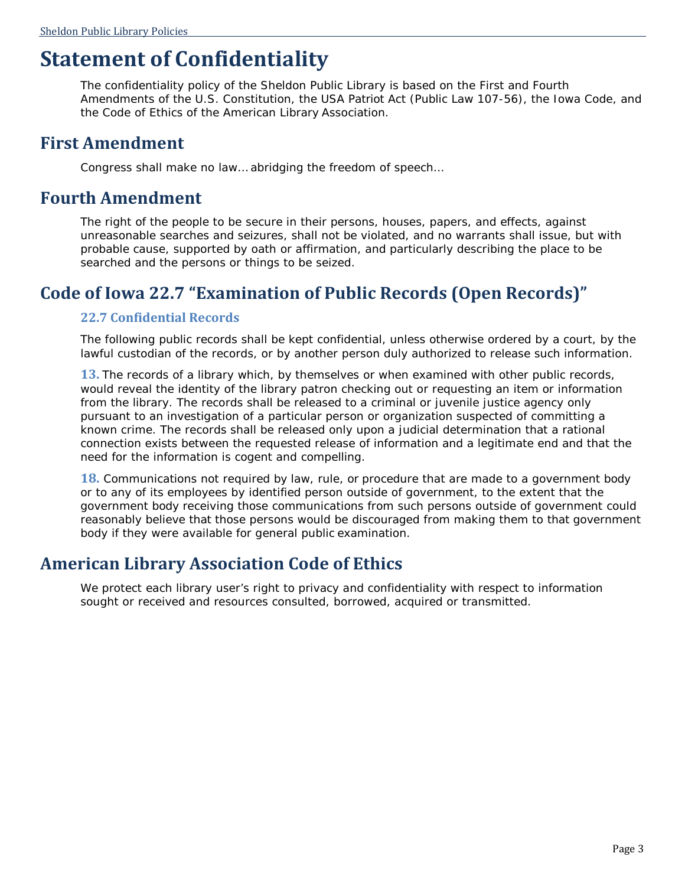# Statement of Confidentiality

The confidentiality policy of the Sheldon Public Library is based on the First and Fourth Amendments of the U.S. Constitution, the USA Patriot Act (Public Law 107-56), the Iowa Code, and the Code of Ethics of the American Library Association.

## First Amendment

Congress shall make no law… abridging the freedom of speech…

## Fourth Amendment

The right of the people to be secure in their persons, houses, papers, and effects, against unreasonable searches and seizures, shall not be violated, and no warrants shall issue, but with probable cause, supported by oath or affirmation, and particularly describing the place to be searched and the persons or things to be seized.

## Code of Iowa 22.7 "Examination of Public Records (Open Records)"

### 22.7 Confidential Records

The following public records shall be kept confidential, unless otherwise ordered by a court, by the lawful custodian of the records, or by another person duly authorized to release such information.

**13.** The records of a library which, by themselves or when examined with other public records, would reveal the identity of the library patron checking out or requesting an item or information from the library. The records shall be released to a criminal or juvenile justice agency only pursuant to an investigation of a particular person or organization suspected of committing a known crime. The records shall be released only upon a judicial determination that a rational connection exists between the requested release of information and a legitimate end and that the need for the information is cogent and compelling.

**18.** Communications not required by law, rule, or procedure that are made to a government body or to any of its employees by identified person outside of government, to the extent that the government body receiving those communications from such persons outside of government could reasonably believe that those persons would be discouraged from making them to that government body if they were available for general public examination.

## American Library Association Code of Ethics

We protect each library user's right to privacy and confidentiality with respect to information sought or received and resources consulted, borrowed, acquired or transmitted.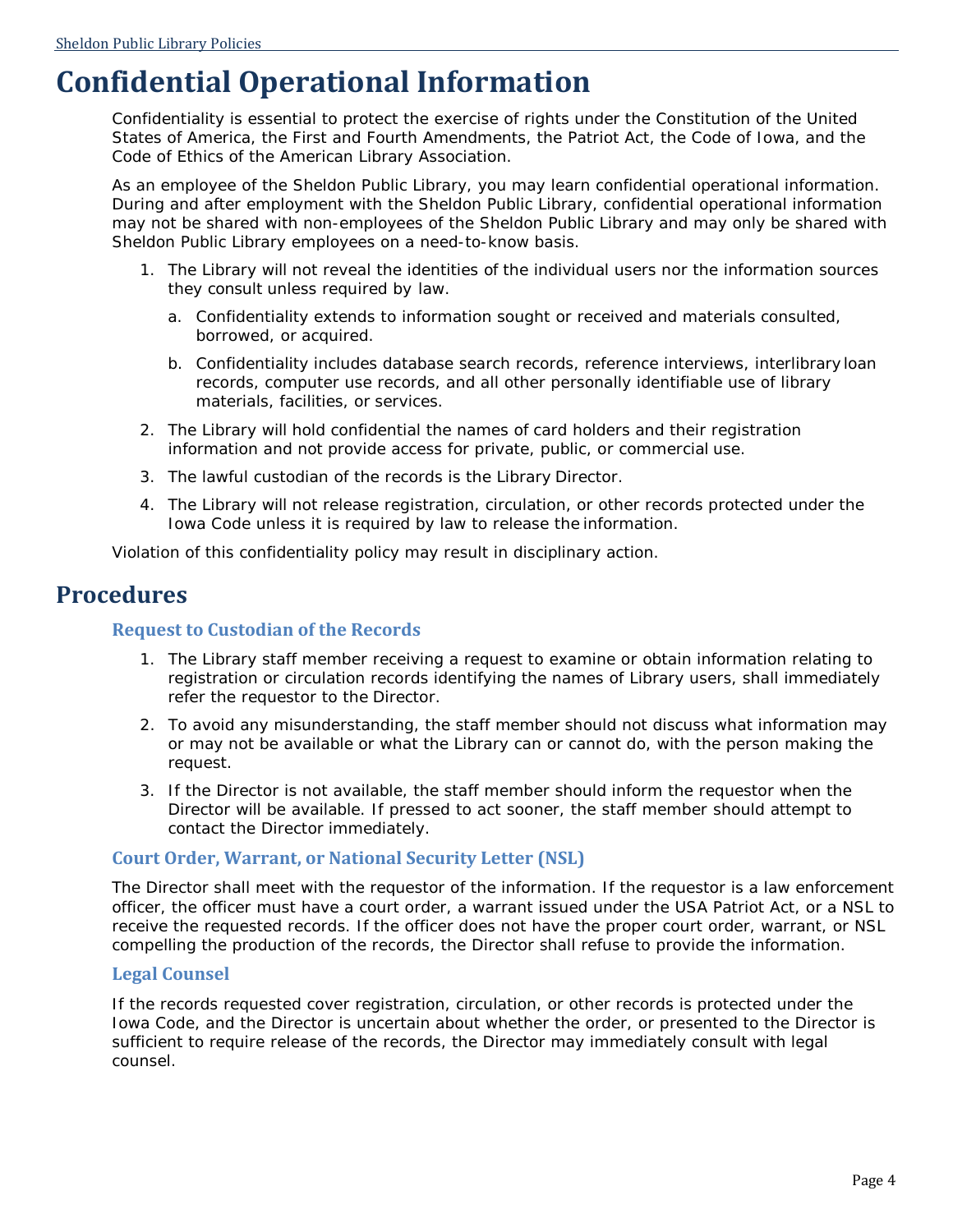# Confidential Operational Information

Confidentiality is essential to protect the exercise of rights under the Constitution of the United States of America, the First and Fourth Amendments, the Patriot Act, the Code of Iowa, and the Code of Ethics of the American Library Association.

As an employee of the Sheldon Public Library, you may learn confidential operational information. During and after employment with the Sheldon Public Library, confidential operational information may not be shared with non-employees of the Sheldon Public Library and may only be shared with Sheldon Public Library employees on a need-to-know basis.

1. The Library will not reveal the identities of the individual users nor the information sources they consult unless required by law.
   a. Confidentiality extends to information sought or received and materials consulted, borrowed, or acquired.
   b. Confidentiality includes database search records, reference interviews, interlibrary loan records, computer use records, and all other personally identifiable use of library materials, facilities, or services.
2. The Library will hold confidential the names of card holders and their registration information and not provide access for private, public, or commercial use.
3. The lawful custodian of the records is the Library Director.
4. The Library will not release registration, circulation, or other records protected under the Iowa Code unless it is required by law to release the information.

Violation of this confidentiality policy may result in disciplinary action.

## Procedures

### Request to Custodian of the Records

1. The Library staff member receiving a request to examine or obtain information relating to registration or circulation records identifying the names of Library users, shall immediately refer the requestor to the Director.
2. To avoid any misunderstanding, the staff member should not discuss what information may or may not be available or what the Library can or cannot do, with the person making the request.
3. If the Director is not available, the staff member should inform the requestor when the Director will be available. If pressed to act sooner, the staff member should attempt to contact the Director immediately.

### Court Order, Warrant, or National Security Letter (NSL)

The Director shall meet with the requestor of the information. If the requestor is a law enforcement officer, the officer must have a court order, a warrant issued under the USA Patriot Act, or a NSL to receive the requested records. If the officer does not have the proper court order, warrant, or NSL compelling the production of the records, the Director shall refuse to provide the information.

### Legal Counsel

If the records requested cover registration, circulation, or other records is protected under the Iowa Code, and the Director is uncertain about whether the order, or presented to the Director is sufficient to require release of the records, the Director may immediately consult with legal counsel.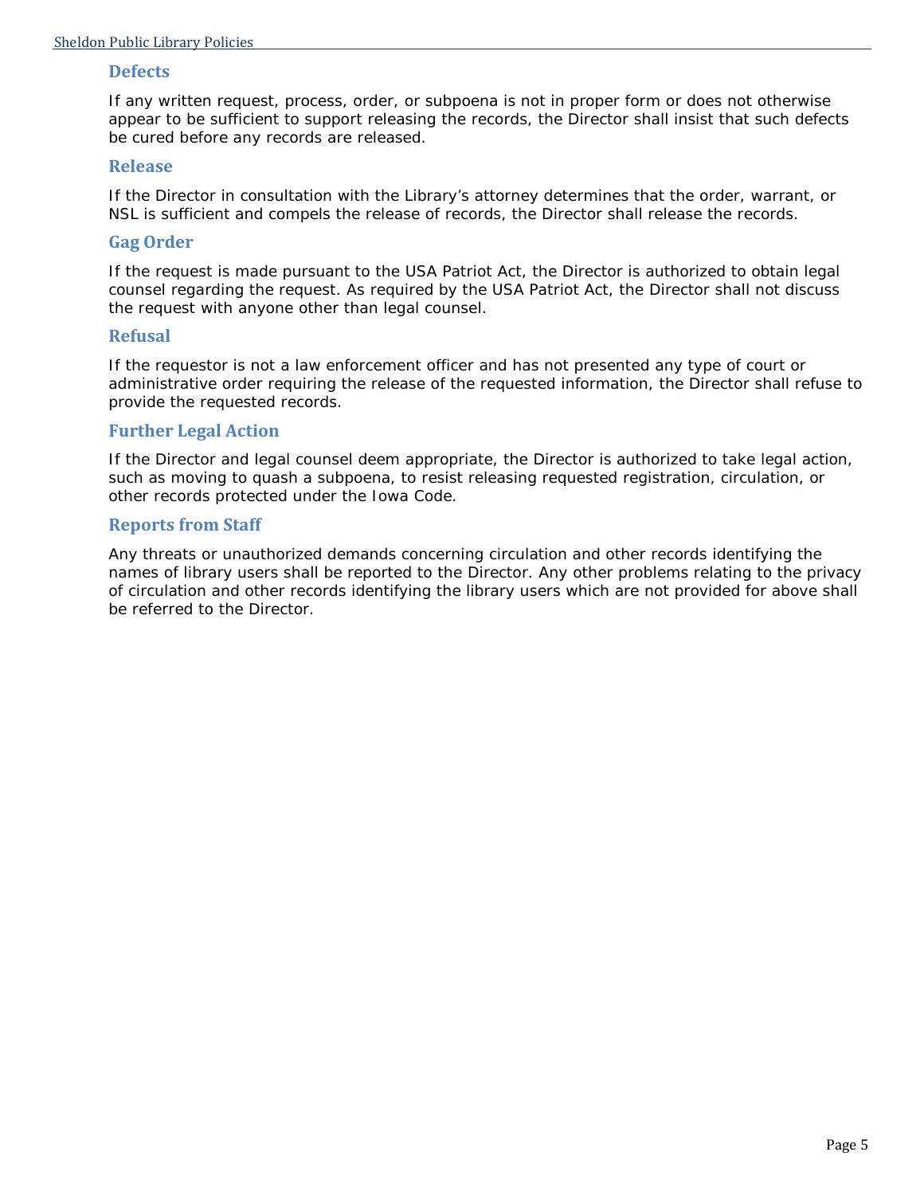### Defects

If any written request, process, order, or subpoena is not in proper form or does not otherwise appear to be sufficient to support releasing the records, the Director shall insist that such defects be cured before any records are released.

### Release

If the Director in consultation with the Library's attorney determines that the order, warrant, or NSL is sufficient and compels the release of records, the Director shall release the records.

### Gag Order

If the request is made pursuant to the USA Patriot Act, the Director is authorized to obtain legal counsel regarding the request. As required by the USA Patriot Act, the Director shall not discuss the request with anyone other than legal counsel.

### Refusal

If the requestor is not a law enforcement officer and has not presented any type of court or administrative order requiring the release of the requested information, the Director shall refuse to provide the requested records.

### Further Legal Action

If the Director and legal counsel deem appropriate, the Director is authorized to take legal action, such as moving to quash a subpoena, to resist releasing requested registration, circulation, or other records protected under the Iowa Code.

### Reports from Staff

Any threats or unauthorized demands concerning circulation and other records identifying the names of library users shall be reported to the Director. Any other problems relating to the privacy of circulation and other records identifying the library users which are not provided for above shall be referred to the Director.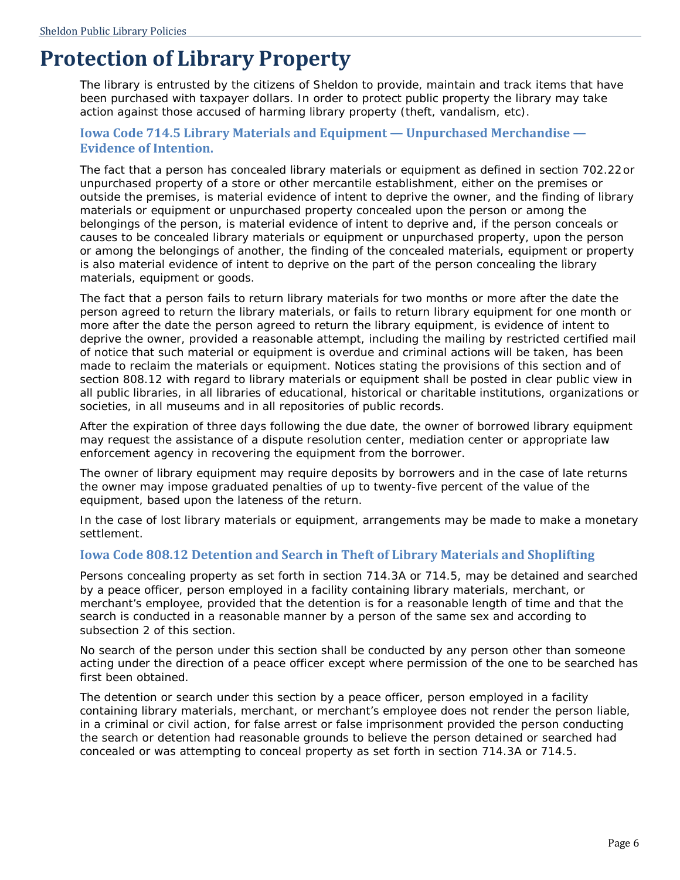# Protection of Library Property

The library is entrusted by the citizens of Sheldon to provide, maintain and track items that have been purchased with taxpayer dollars. In order to protect public property the library may take action against those accused of harming library property (theft, vandalism, etc).

### Iowa Code 714.5 Library Materials and Equipment — Unpurchased Merchandise — Evidence of Intention.

The fact that a person has concealed library materials or equipment as defined in section 702.22 or unpurchased property of a store or other mercantile establishment, either on the premises or outside the premises, is material evidence of intent to deprive the owner, and the finding of library materials or equipment or unpurchased property concealed upon the person or among the belongings of the person, is material evidence of intent to deprive and, if the person conceals or causes to be concealed library materials or equipment or unpurchased property, upon the person or among the belongings of another, the finding of the concealed materials, equipment or property is also material evidence of intent to deprive on the part of the person concealing the library materials, equipment or goods.

The fact that a person fails to return library materials for two months or more after the date the person agreed to return the library materials, or fails to return library equipment for one month or more after the date the person agreed to return the library equipment, is evidence of intent to deprive the owner, provided a reasonable attempt, including the mailing by restricted certified mail of notice that such material or equipment is overdue and criminal actions will be taken, has been made to reclaim the materials or equipment. Notices stating the provisions of this section and of section 808.12 with regard to library materials or equipment shall be posted in clear public view in all public libraries, in all libraries of educational, historical or charitable institutions, organizations or societies, in all museums and in all repositories of public records.

After the expiration of three days following the due date, the owner of borrowed library equipment may request the assistance of a dispute resolution center, mediation center or appropriate law enforcement agency in recovering the equipment from the borrower.

The owner of library equipment may require deposits by borrowers and in the case of late returns the owner may impose graduated penalties of up to twenty-five percent of the value of the equipment, based upon the lateness of the return.

In the case of lost library materials or equipment, arrangements may be made to make a monetary settlement.

### Iowa Code 808.12 Detention and Search in Theft of Library Materials and Shoplifting

Persons concealing property as set forth in section 714.3A or 714.5, may be detained and searched by a peace officer, person employed in a facility containing library materials, merchant, or merchant's employee, provided that the detention is for a reasonable length of time and that the search is conducted in a reasonable manner by a person of the same sex and according to subsection 2 of this section.

No search of the person under this section shall be conducted by any person other than someone acting under the direction of a peace officer except where permission of the one to be searched has first been obtained.

The detention or search under this section by a peace officer, person employed in a facility containing library materials, merchant, or merchant's employee does not render the person liable, in a criminal or civil action, for false arrest or false imprisonment provided the person conducting the search or detention had reasonable grounds to believe the person detained or searched had concealed or was attempting to conceal property as set forth in section 714.3A or 714.5.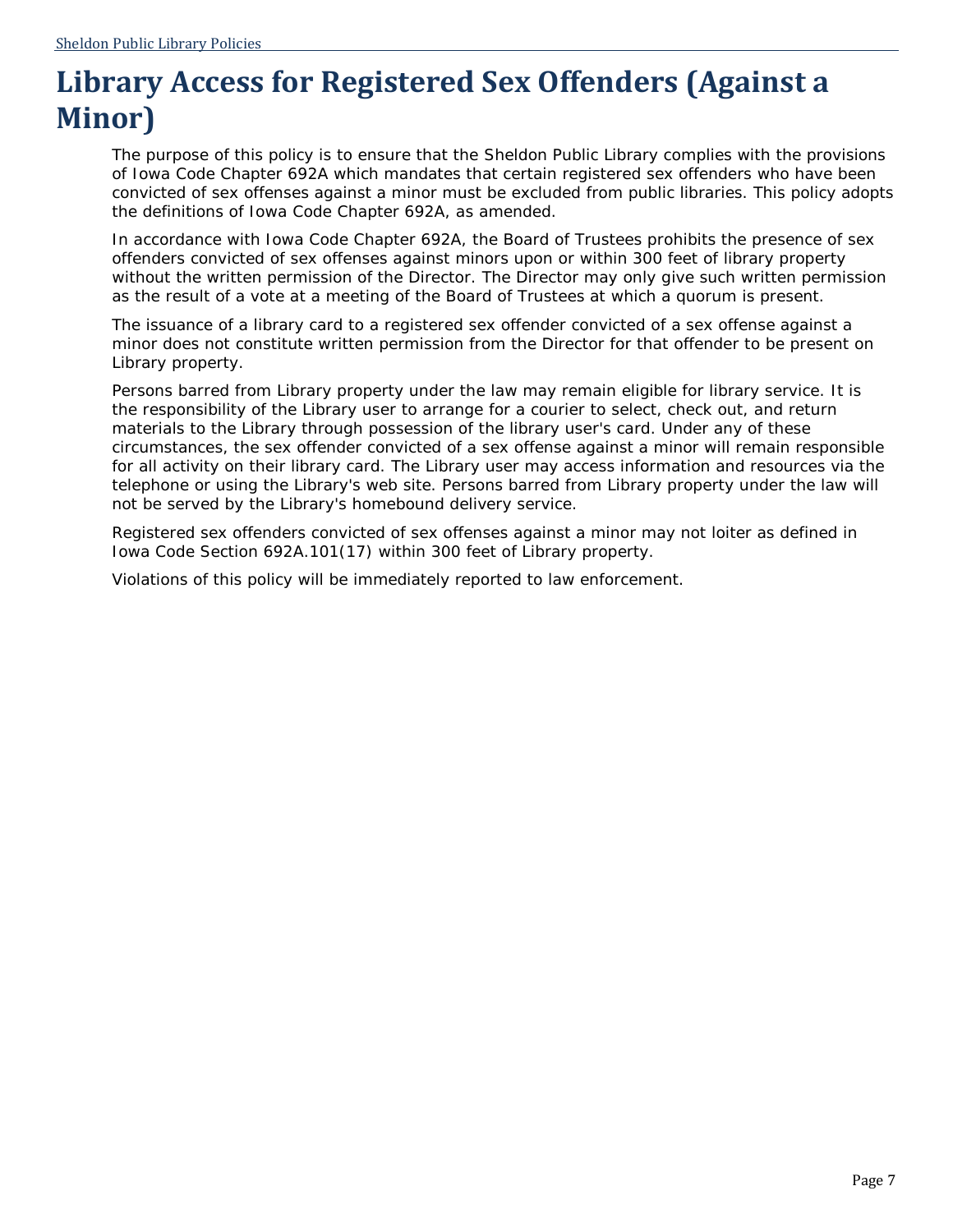# Library Access for Registered Sex Offenders (Against a Minor)

The purpose of this policy is to ensure that the Sheldon Public Library complies with the provisions of Iowa Code Chapter 692A which mandates that certain registered sex offenders who have been convicted of sex offenses against a minor must be excluded from public libraries. This policy adopts the definitions of Iowa Code Chapter 692A, as amended.

In accordance with Iowa Code Chapter 692A, the Board of Trustees prohibits the presence of sex offenders convicted of sex offenses against minors upon or within 300 feet of library property without the written permission of the Director. The Director may only give such written permission as the result of a vote at a meeting of the Board of Trustees at which a quorum is present.

The issuance of a library card to a registered sex offender convicted of a sex offense against a minor does not constitute written permission from the Director for that offender to be present on Library property.

Persons barred from Library property under the law may remain eligible for library service. It is the responsibility of the Library user to arrange for a courier to select, check out, and return materials to the Library through possession of the library user's card. Under any of these circumstances, the sex offender convicted of a sex offense against a minor will remain responsible for all activity on their library card. The Library user may access information and resources via the telephone or using the Library's web site. Persons barred from Library property under the law will not be served by the Library's homebound delivery service.

Registered sex offenders convicted of sex offenses against a minor may not loiter as defined in Iowa Code Section 692A.101(17) within 300 feet of Library property.

Violations of this policy will be immediately reported to law enforcement.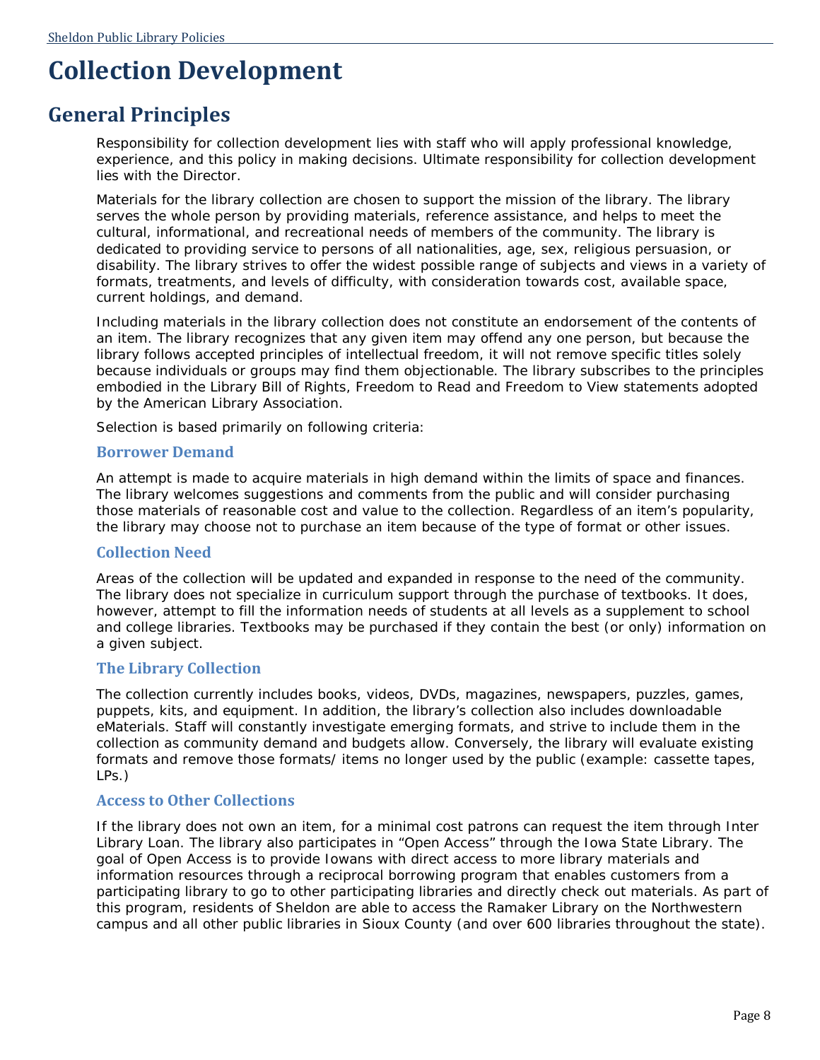# Collection Development

## General Principles

Responsibility for collection development lies with staff who will apply professional knowledge, experience, and this policy in making decisions. Ultimate responsibility for collection development lies with the Director.

Materials for the library collection are chosen to support the mission of the library. The library serves the whole person by providing materials, reference assistance, and helps to meet the cultural, informational, and recreational needs of members of the community. The library is dedicated to providing service to persons of all nationalities, age, sex, religious persuasion, or disability. The library strives to offer the widest possible range of subjects and views in a variety of formats, treatments, and levels of difficulty, with consideration towards cost, available space, current holdings, and demand.

Including materials in the library collection does not constitute an endorsement of the contents of an item. The library recognizes that any given item may offend any one person, but because the library follows accepted principles of intellectual freedom, it will not remove specific titles solely because individuals or groups may find them objectionable. The library subscribes to the principles embodied in the Library Bill of Rights, Freedom to Read and Freedom to View statements adopted by the American Library Association.

Selection is based primarily on following criteria:

### Borrower Demand

An attempt is made to acquire materials in high demand within the limits of space and finances. The library welcomes suggestions and comments from the public and will consider purchasing those materials of reasonable cost and value to the collection. Regardless of an item's popularity, the library may choose not to purchase an item because of the type of format or other issues.

### Collection Need

Areas of the collection will be updated and expanded in response to the need of the community. The library does not specialize in curriculum support through the purchase of textbooks. It does, however, attempt to fill the information needs of students at all levels as a supplement to school and college libraries. Textbooks may be purchased if they contain the best (or only) information on a given subject.

### The Library Collection

The collection currently includes books, videos, DVDs, magazines, newspapers, puzzles, games, puppets, kits, and equipment. In addition, the library's collection also includes downloadable eMaterials. Staff will constantly investigate emerging formats, and strive to include them in the collection as community demand and budgets allow. Conversely, the library will evaluate existing formats and remove those formats/ items no longer used by the public (example: cassette tapes, LPs.)

### Access to Other Collections

If the library does not own an item, for a minimal cost patrons can request the item through Inter Library Loan. The library also participates in "Open Access" through the Iowa State Library. The goal of Open Access is to provide Iowans with direct access to more library materials and information resources through a reciprocal borrowing program that enables customers from a participating library to go to other participating libraries and directly check out materials. As part of this program, residents of Sheldon are able to access the Ramaker Library on the Northwestern campus and all other public libraries in Sioux County (and over 600 libraries throughout the state).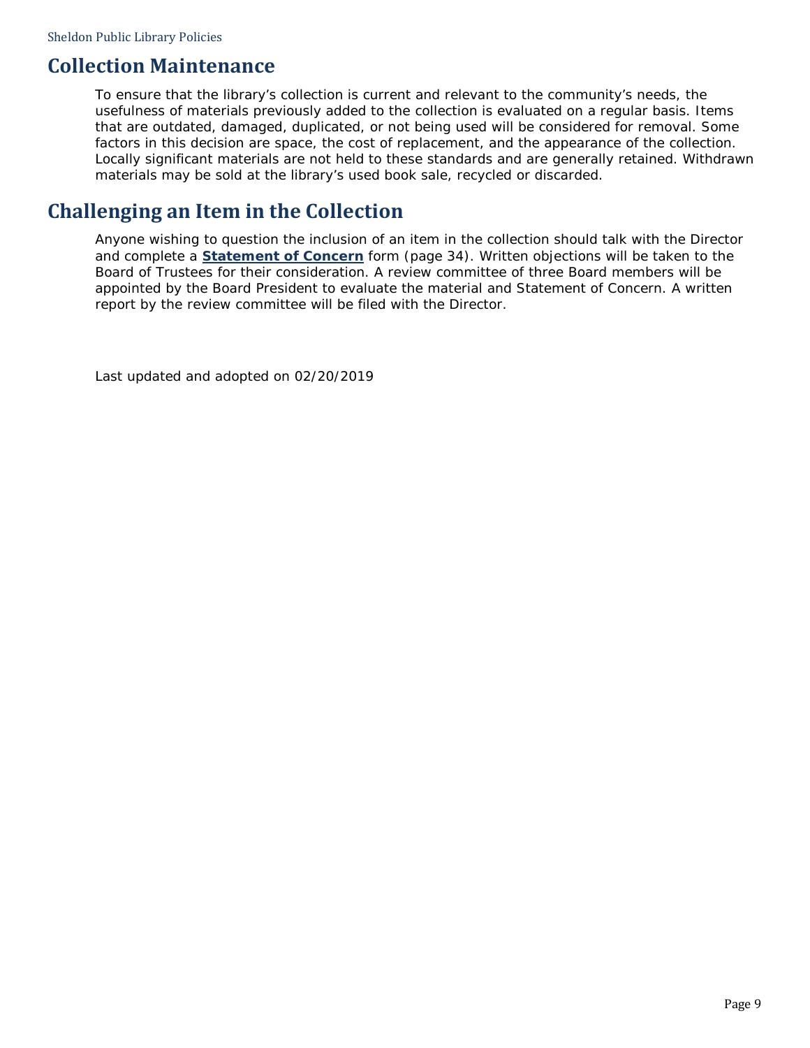## Collection Maintenance

To ensure that the library's collection is current and relevant to the community's needs, the usefulness of materials previously added to the collection is evaluated on a regular basis. Items that are outdated, damaged, duplicated, or not being used will be considered for removal. Some factors in this decision are space, the cost of replacement, and the appearance of the collection. Locally significant materials are not held to these standards and are generally retained. Withdrawn materials may be sold at the library's used book sale, recycled or discarded.

## Challenging an Item in the Collection

Anyone wishing to question the inclusion of an item in the collection should talk with the Director and complete a **Statement of Concern** form (page 34). Written objections will be taken to the Board of Trustees for their consideration. A review committee of three Board members will be appointed by the Board President to evaluate the material and Statement of Concern. A written report by the review committee will be filed with the Director.

Last updated and adopted on 02/20/2019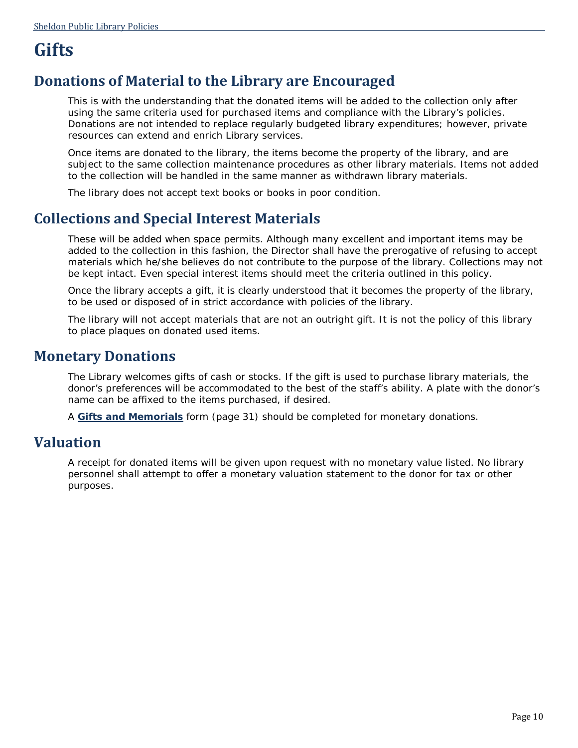# Gifts

## Donations of Material to the Library are Encouraged

This is with the understanding that the donated items will be added to the collection only after using the same criteria used for purchased items and compliance with the Library's policies. Donations are not intended to replace regularly budgeted library expenditures; however, private resources can extend and enrich Library services.

Once items are donated to the library, the items become the property of the library, and are subject to the same collection maintenance procedures as other library materials. Items not added to the collection will be handled in the same manner as withdrawn library materials.

The library does not accept text books or books in poor condition.

## Collections and Special Interest Materials

These will be added when space permits. Although many excellent and important items may be added to the collection in this fashion, the Director shall have the prerogative of refusing to accept materials which he/she believes do not contribute to the purpose of the library. Collections may not be kept intact. Even special interest items should meet the criteria outlined in this policy.

Once the library accepts a gift, it is clearly understood that it becomes the property of the library, to be used or disposed of in strict accordance with policies of the library.

The library will not accept materials that are not an outright gift. It is not the policy of this library to place plaques on donated used items.

## Monetary Donations

The Library welcomes gifts of cash or stocks. If the gift is used to purchase library materials, the donor's preferences will be accommodated to the best of the staff's ability. A plate with the donor's name can be affixed to the items purchased, if desired.

A **Gifts and Memorials** form (page 31) should be completed for monetary donations.

## Valuation

A receipt for donated items will be given upon request with no monetary value listed. No library personnel shall attempt to offer a monetary valuation statement to the donor for tax or other purposes.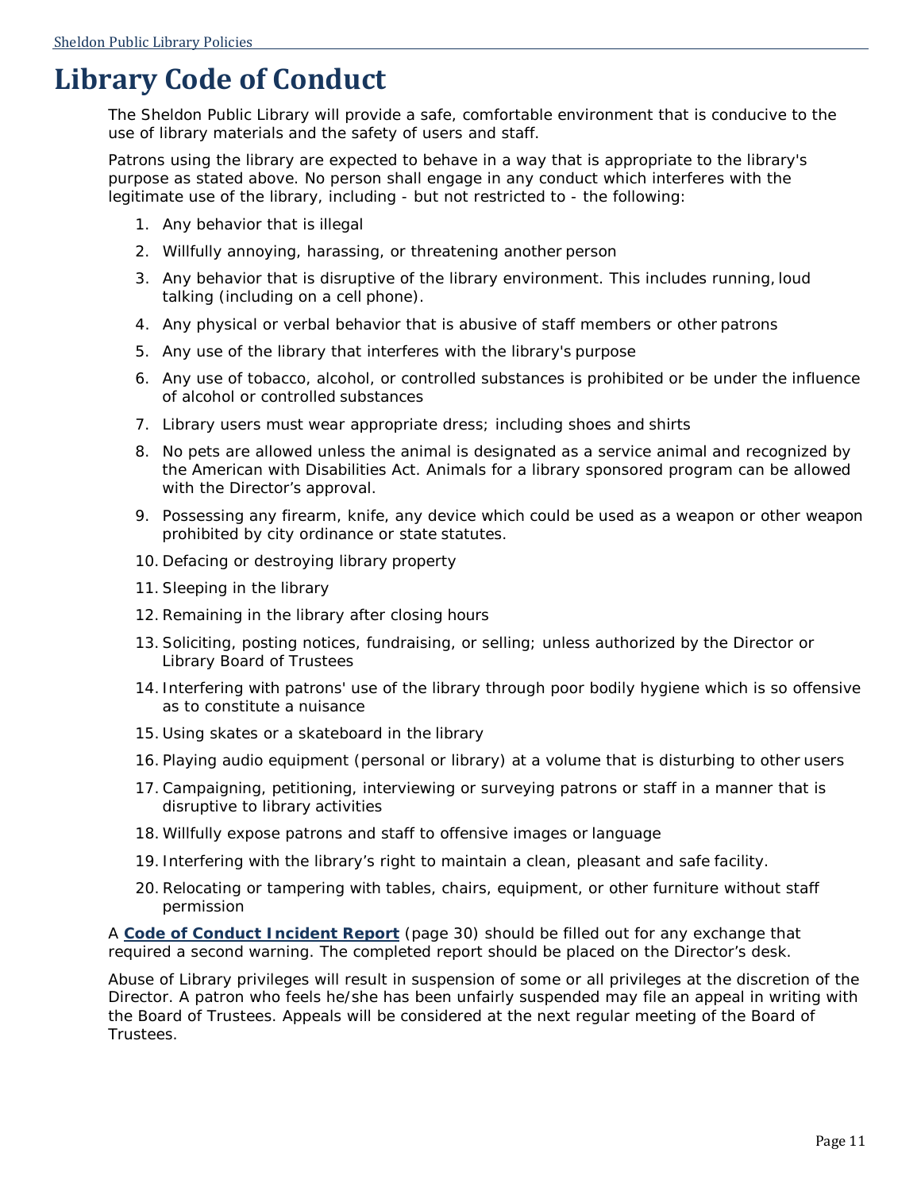# Library Code of Conduct

The Sheldon Public Library will provide a safe, comfortable environment that is conducive to the use of library materials and the safety of users and staff.

Patrons using the library are expected to behave in a way that is appropriate to the library's purpose as stated above. No person shall engage in any conduct which interferes with the legitimate use of the library, including - but not restricted to - the following:

1. Any behavior that is illegal
2. Willfully annoying, harassing, or threatening another person
3. Any behavior that is disruptive of the library environment. This includes running, loud talking (including on a cell phone).
4. Any physical or verbal behavior that is abusive of staff members or other patrons
5. Any use of the library that interferes with the library's purpose
6. Any use of tobacco, alcohol, or controlled substances is prohibited or be under the influence of alcohol or controlled substances
7. Library users must wear appropriate dress; including shoes and shirts
8. No pets are allowed unless the animal is designated as a service animal and recognized by the American with Disabilities Act. Animals for a library sponsored program can be allowed with the Director's approval.
9. Possessing any firearm, knife, any device which could be used as a weapon or other weapon prohibited by city ordinance or state statutes.
10. Defacing or destroying library property
11. Sleeping in the library
12. Remaining in the library after closing hours
13. Soliciting, posting notices, fundraising, or selling; unless authorized by the Director or Library Board of Trustees
14. Interfering with patrons' use of the library through poor bodily hygiene which is so offensive as to constitute a nuisance
15. Using skates or a skateboard in the library
16. Playing audio equipment (personal or library) at a volume that is disturbing to other users
17. Campaigning, petitioning, interviewing or surveying patrons or staff in a manner that is disruptive to library activities
18. Willfully expose patrons and staff to offensive images or language
19. Interfering with the library's right to maintain a clean, pleasant and safe facility.
20. Relocating or tampering with tables, chairs, equipment, or other furniture without staff permission

A **Code of Conduct Incident Report** (page 30) should be filled out for any exchange that required a second warning. The completed report should be placed on the Director's desk.

Abuse of Library privileges will result in suspension of some or all privileges at the discretion of the Director. A patron who feels he/she has been unfairly suspended may file an appeal in writing with the Board of Trustees. Appeals will be considered at the next regular meeting of the Board of Trustees.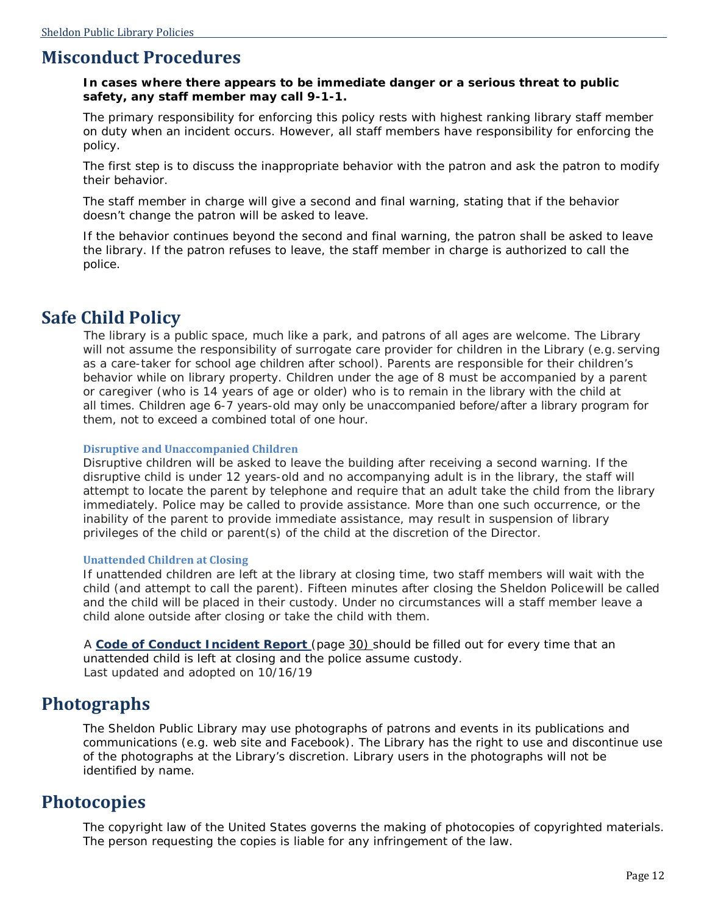# Misconduct Procedures

**In cases where there appears to be immediate danger or a serious threat to public safety, any staff member may call 9-1-1.**

The primary responsibility for enforcing this policy rests with highest ranking library staff member on duty when an incident occurs. However, all staff members have responsibility for enforcing the policy.

The first step is to discuss the inappropriate behavior with the patron and ask the patron to modify their behavior.

The staff member in charge will give a second and final warning, stating that if the behavior doesn't change the patron will be asked to leave.

If the behavior continues beyond the second and final warning, the patron shall be asked to leave the library. If the patron refuses to leave, the staff member in charge is authorized to call the police.

# Safe Child Policy

The library is a public space, much like a park, and patrons of all ages are welcome. The Library will not assume the responsibility of surrogate care provider for children in the Library (e.g. serving as a care-taker for school age children after school). Parents are responsible for their children's behavior while on library property. Children under the age of 8 must be accompanied by a parent or caregiver (who is 14 years of age or older) who is to remain in the library with the child at all times. Children age 6-7 years-old may only be unaccompanied before/after a library program for them, not to exceed a combined total of one hour.

### Disruptive and Unaccompanied Children

Disruptive children will be asked to leave the building after receiving a second warning. If the disruptive child is under 12 years-old and no accompanying adult is in the library, the staff will attempt to locate the parent by telephone and require that an adult take the child from the library immediately. Police may be called to provide assistance. More than one such occurrence, or the inability of the parent to provide immediate assistance, may result in suspension of library privileges of the child or parent(s) of the child at the discretion of the Director.

### Unattended Children at Closing

If unattended children are left at the library at closing time, two staff members will wait with the child (and attempt to call the parent). Fifteen minutes after closing the Sheldon Police will be called and the child will be placed in their custody. Under no circumstances will a staff member leave a child alone outside after closing or take the child with them.

A **Code of Conduct Incident Report** (page 30) should be filled out for every time that an unattended child is left at closing and the police assume custody.
Last updated and adopted on 10/16/19

# Photographs

The Sheldon Public Library may use photographs of patrons and events in its publications and communications (e.g. web site and Facebook). The Library has the right to use and discontinue use of the photographs at the Library's discretion. Library users in the photographs will not be identified by name.

# Photocopies

The copyright law of the United States governs the making of photocopies of copyrighted materials. The person requesting the copies is liable for any infringement of the law.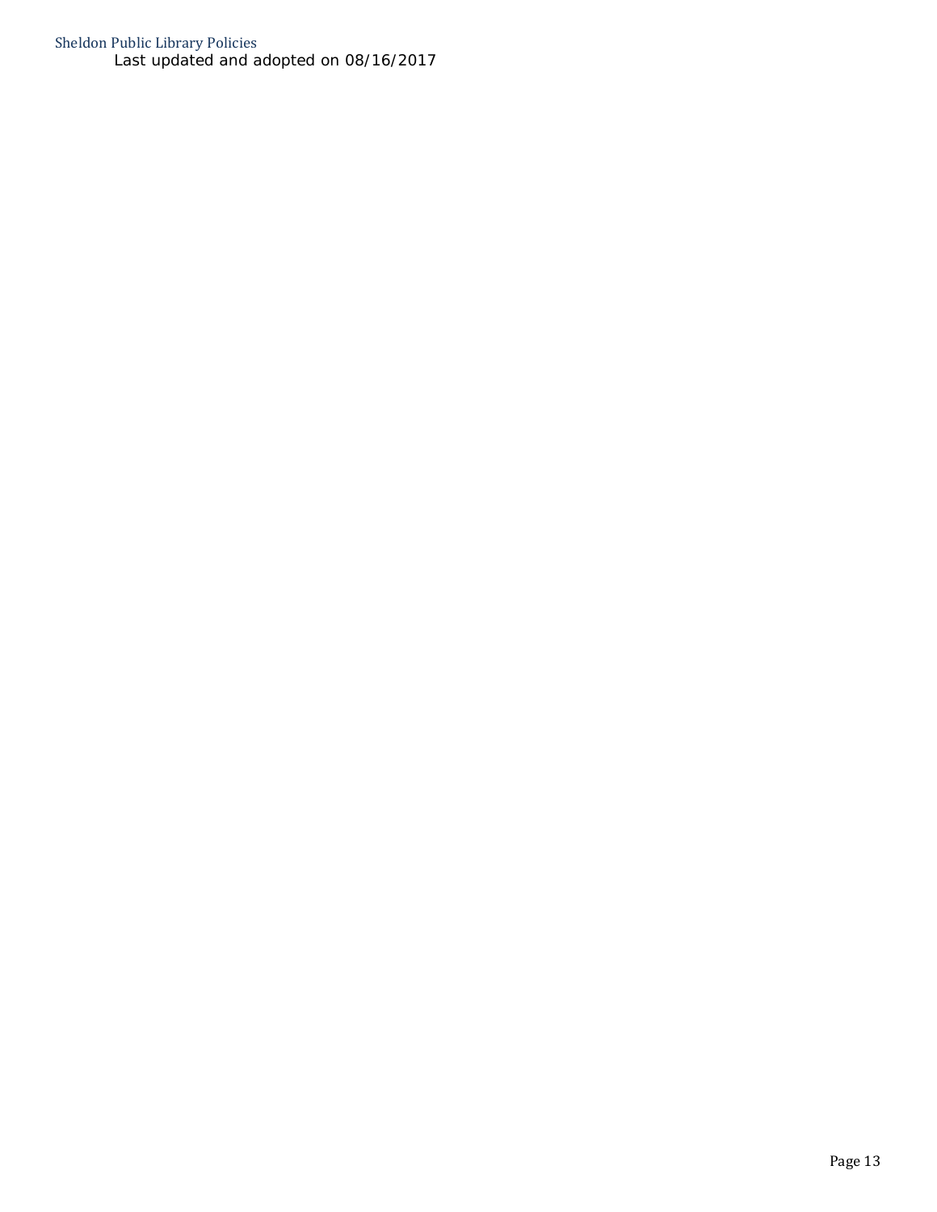Last updated and adopted on 08/16/2017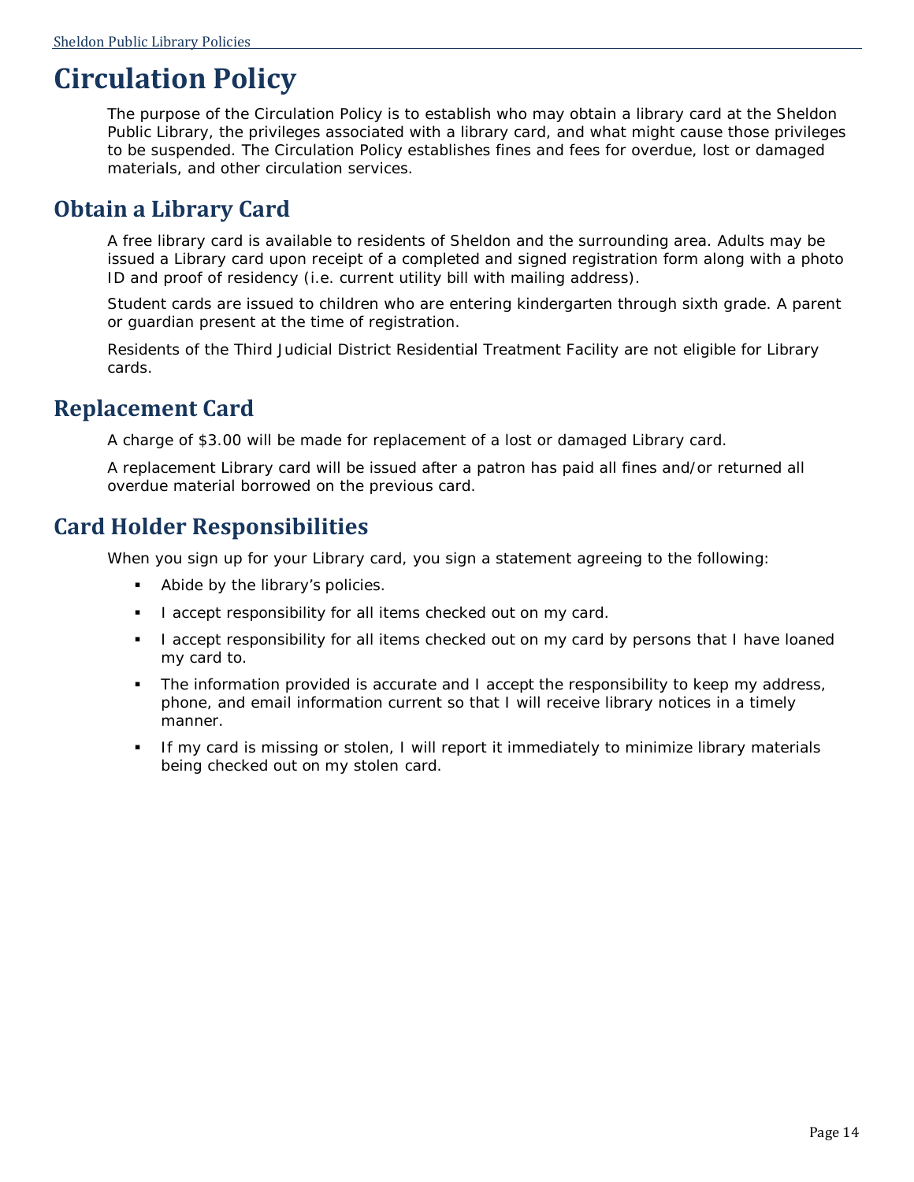# Circulation Policy

The purpose of the Circulation Policy is to establish who may obtain a library card at the Sheldon Public Library, the privileges associated with a library card, and what might cause those privileges to be suspended. The Circulation Policy establishes fines and fees for overdue, lost or damaged materials, and other circulation services.

## Obtain a Library Card

A free library card is available to residents of Sheldon and the surrounding area. Adults may be issued a Library card upon receipt of a completed and signed registration form along with a photo ID and proof of residency (i.e. current utility bill with mailing address).

Student cards are issued to children who are entering kindergarten through sixth grade. A parent or guardian present at the time of registration.

Residents of the Third Judicial District Residential Treatment Facility are not eligible for Library cards.

## Replacement Card

A charge of $3.00 will be made for replacement of a lost or damaged Library card.

A replacement Library card will be issued after a patron has paid all fines and/or returned all overdue material borrowed on the previous card.

## Card Holder Responsibilities

When you sign up for your Library card, you sign a statement agreeing to the following:

- Abide by the library's policies.
- I accept responsibility for all items checked out on my card.
- I accept responsibility for all items checked out on my card by persons that I have loaned my card to.
- The information provided is accurate and I accept the responsibility to keep my address, phone, and email information current so that I will receive library notices in a timely manner.
- If my card is missing or stolen, I will report it immediately to minimize library materials being checked out on my stolen card.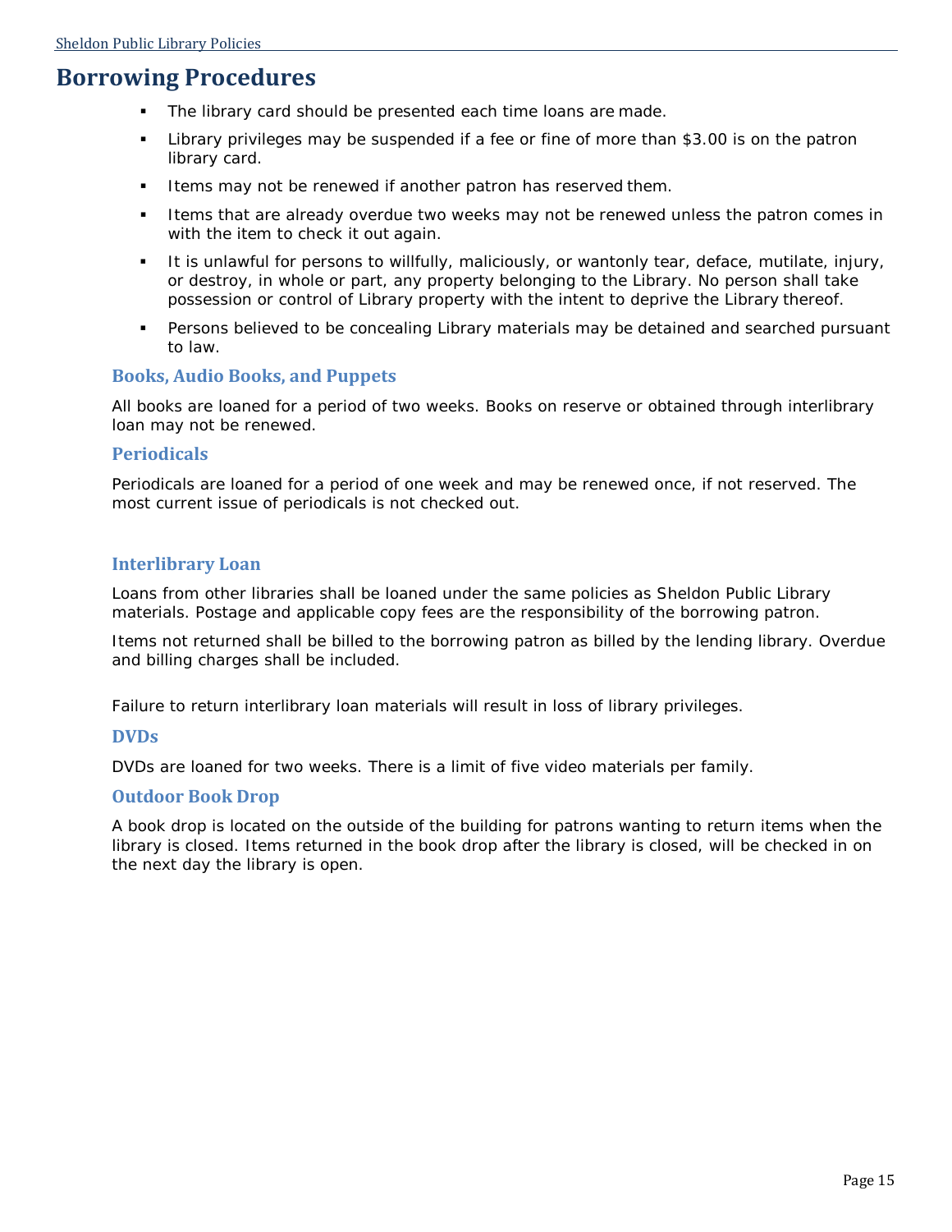# Borrowing Procedures

- The library card should be presented each time loans are made.
- Library privileges may be suspended if a fee or fine of more than $3.00 is on the patron library card.
- Items may not be renewed if another patron has reserved them.
- Items that are already overdue two weeks may not be renewed unless the patron comes in with the item to check it out again.
- It is unlawful for persons to willfully, maliciously, or wantonly tear, deface, mutilate, injury, or destroy, in whole or part, any property belonging to the Library. No person shall take possession or control of Library property with the intent to deprive the Library thereof.
- Persons believed to be concealing Library materials may be detained and searched pursuant to law.

## Books, Audio Books, and Puppets

All books are loaned for a period of two weeks. Books on reserve or obtained through interlibrary loan may not be renewed.

## Periodicals

Periodicals are loaned for a period of one week and may be renewed once, if not reserved. The most current issue of periodicals is not checked out.

## Interlibrary Loan

Loans from other libraries shall be loaned under the same policies as Sheldon Public Library materials. Postage and applicable copy fees are the responsibility of the borrowing patron.

Items not returned shall be billed to the borrowing patron as billed by the lending library. Overdue and billing charges shall be included.

Failure to return interlibrary loan materials will result in loss of library privileges.

## DVDs

DVDs are loaned for two weeks. There is a limit of five video materials per family.

## Outdoor Book Drop

A book drop is located on the outside of the building for patrons wanting to return items when the library is closed. Items returned in the book drop after the library is closed, will be checked in on the next day the library is open.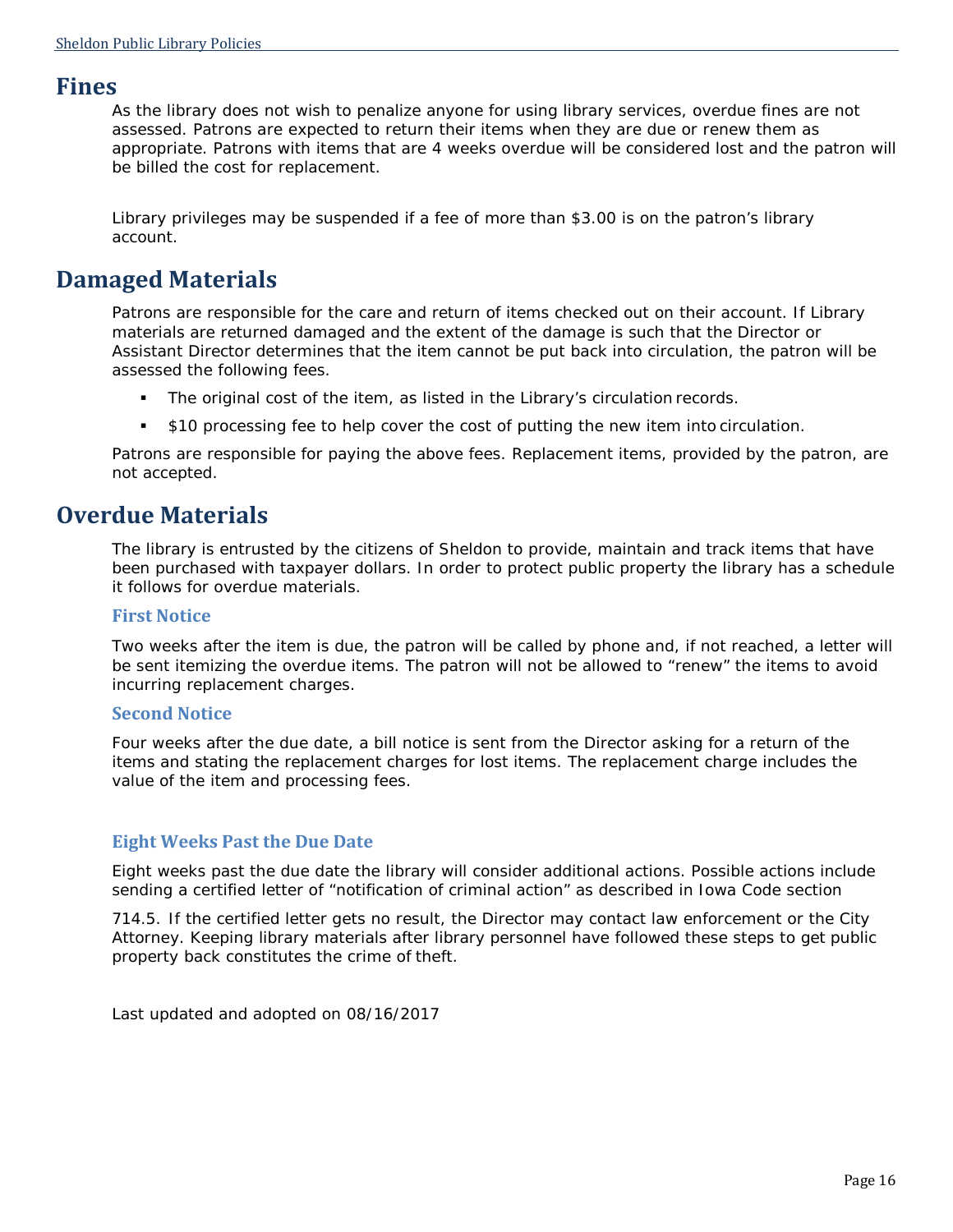# Fines

As the library does not wish to penalize anyone for using library services, overdue fines are not assessed. Patrons are expected to return their items when they are due or renew them as appropriate. Patrons with items that are 4 weeks overdue will be considered lost and the patron will be billed the cost for replacement.

Library privileges may be suspended if a fee of more than $3.00 is on the patron's library account.

# Damaged Materials

Patrons are responsible for the care and return of items checked out on their account. If Library materials are returned damaged and the extent of the damage is such that the Director or Assistant Director determines that the item cannot be put back into circulation, the patron will be assessed the following fees.

- The original cost of the item, as listed in the Library's circulation records.
- $10 processing fee to help cover the cost of putting the new item into circulation.

Patrons are responsible for paying the above fees. Replacement items, provided by the patron, are not accepted.

# Overdue Materials

The library is entrusted by the citizens of Sheldon to provide, maintain and track items that have been purchased with taxpayer dollars. In order to protect public property the library has a schedule it follows for overdue materials.

## First Notice

Two weeks after the item is due, the patron will be called by phone and, if not reached, a letter will be sent itemizing the overdue items. The patron will not be allowed to "renew" the items to avoid incurring replacement charges.

## Second Notice

Four weeks after the due date, a bill notice is sent from the Director asking for a return of the items and stating the replacement charges for lost items. The replacement charge includes the value of the item and processing fees.

## Eight Weeks Past the Due Date

Eight weeks past the due date the library will consider additional actions. Possible actions include sending a certified letter of "notification of criminal action" as described in Iowa Code section 714.5. If the certified letter gets no result, the Director may contact law enforcement or the City Attorney. Keeping library materials after library personnel have followed these steps to get public property back constitutes the crime of theft.

Last updated and adopted on 08/16/2017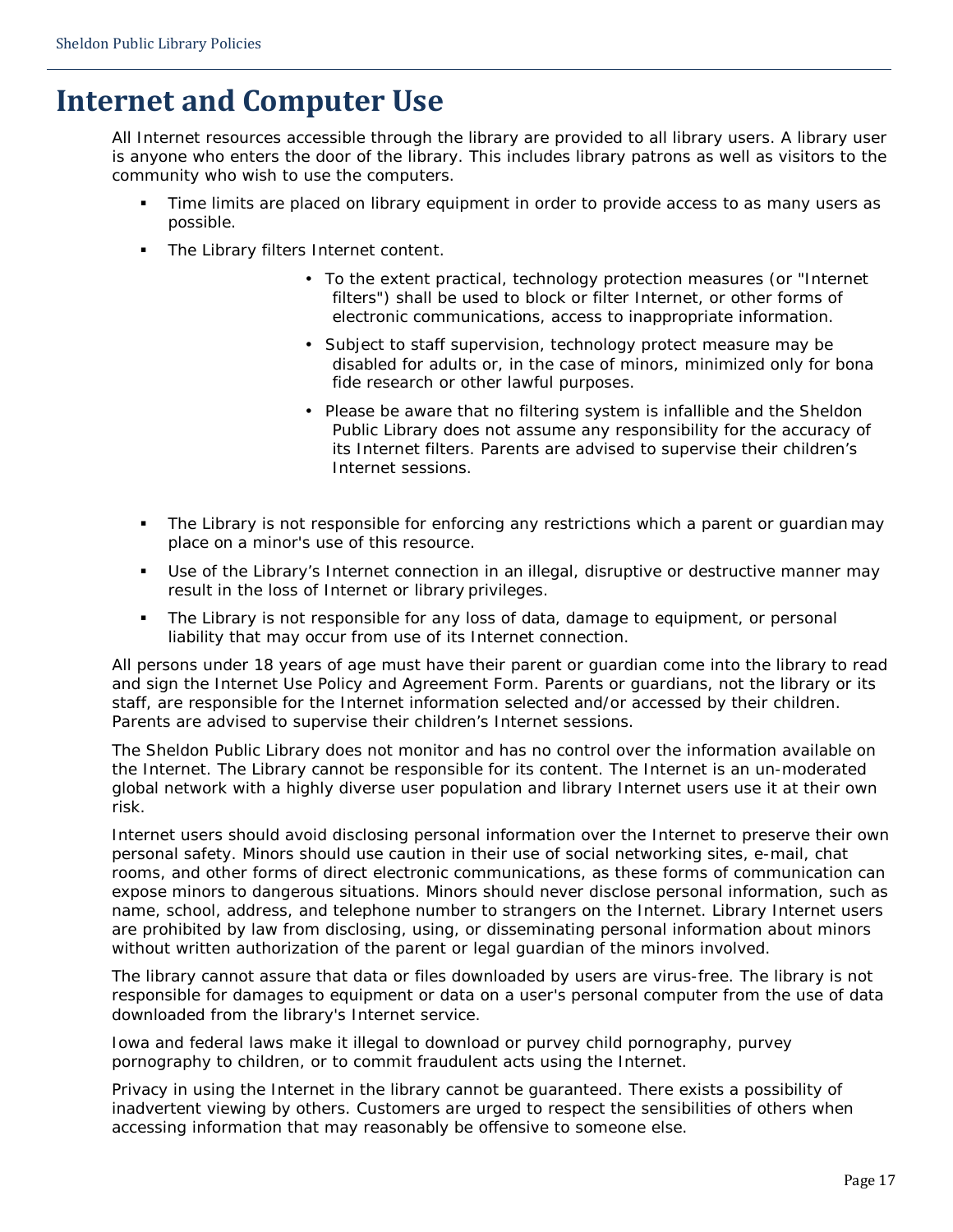# Internet and Computer Use

All Internet resources accessible through the library are provided to all library users. A library user is anyone who enters the door of the library. This includes library patrons as well as visitors to the community who wish to use the computers.

- Time limits are placed on library equipment in order to provide access to as many users as possible.
- The Library filters Internet content.
    - To the extent practical, technology protection measures (or "Internet filters") shall be used to block or filter Internet, or other forms of electronic communications, access to inappropriate information.
    - Subject to staff supervision, technology protect measure may be disabled for adults or, in the case of minors, minimized only for bona fide research or other lawful purposes.
    - Please be aware that no filtering system is infallible and the Sheldon Public Library does not assume any responsibility for the accuracy of its Internet filters. Parents are advised to supervise their children's Internet sessions.
- The Library is not responsible for enforcing any restrictions which a parent or guardian may place on a minor's use of this resource.
- Use of the Library's Internet connection in an illegal, disruptive or destructive manner may result in the loss of Internet or library privileges.
- The Library is not responsible for any loss of data, damage to equipment, or personal liability that may occur from use of its Internet connection.

All persons under 18 years of age must have their parent or guardian come into the library to read and sign the Internet Use Policy and Agreement Form. Parents or guardians, not the library or its staff, are responsible for the Internet information selected and/or accessed by their children. Parents are advised to supervise their children's Internet sessions.

The Sheldon Public Library does not monitor and has no control over the information available on the Internet. The Library cannot be responsible for its content. The Internet is an un-moderated global network with a highly diverse user population and library Internet users use it at their own risk.

Internet users should avoid disclosing personal information over the Internet to preserve their own personal safety. Minors should use caution in their use of social networking sites, e-mail, chat rooms, and other forms of direct electronic communications, as these forms of communication can expose minors to dangerous situations. Minors should never disclose personal information, such as name, school, address, and telephone number to strangers on the Internet. Library Internet users are prohibited by law from disclosing, using, or disseminating personal information about minors without written authorization of the parent or legal guardian of the minors involved.

The library cannot assure that data or files downloaded by users are virus-free. The library is not responsible for damages to equipment or data on a user's personal computer from the use of data downloaded from the library's Internet service.

Iowa and federal laws make it illegal to download or purvey child pornography, purvey pornography to children, or to commit fraudulent acts using the Internet.

Privacy in using the Internet in the library cannot be guaranteed. There exists a possibility of inadvertent viewing by others. Customers are urged to respect the sensibilities of others when accessing information that may reasonably be offensive to someone else.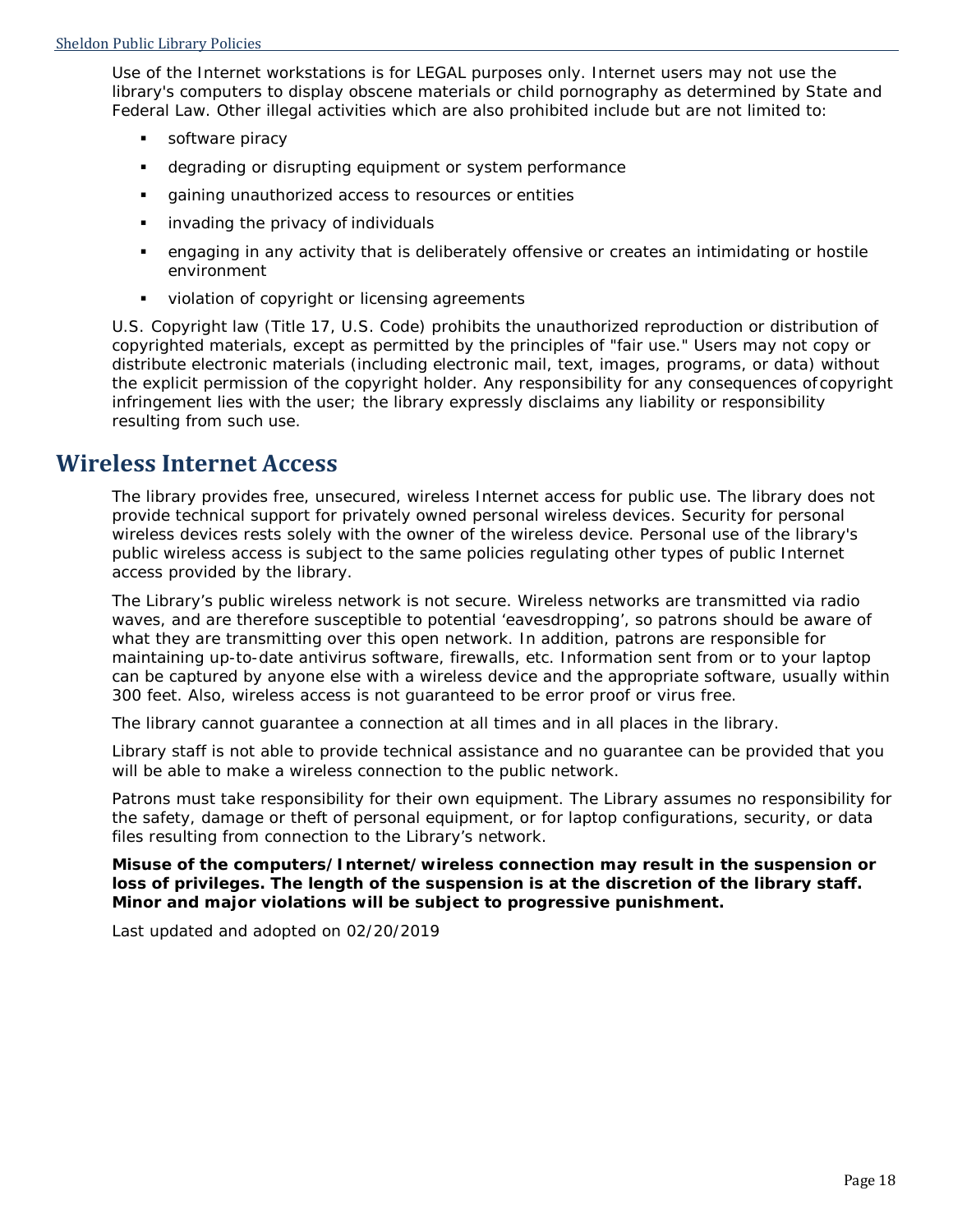Use of the Internet workstations is for LEGAL purposes only. Internet users may not use the library's computers to display obscene materials or child pornography as determined by State and Federal Law. Other illegal activities which are also prohibited include but are not limited to:

- software piracy
- degrading or disrupting equipment or system performance
- gaining unauthorized access to resources or entities
- invading the privacy of individuals
- engaging in any activity that is deliberately offensive or creates an intimidating or hostile environment
- violation of copyright or licensing agreements

U.S. Copyright law (Title 17, U.S. Code) prohibits the unauthorized reproduction or distribution of copyrighted materials, except as permitted by the principles of "fair use." Users may not copy or distribute electronic materials (including electronic mail, text, images, programs, or data) without the explicit permission of the copyright holder. Any responsibility for any consequences of copyright infringement lies with the user; the library expressly disclaims any liability or responsibility resulting from such use.

# Wireless Internet Access

The library provides free, unsecured, wireless Internet access for public use. The library does not provide technical support for privately owned personal wireless devices. Security for personal wireless devices rests solely with the owner of the wireless device. Personal use of the library's public wireless access is subject to the same policies regulating other types of public Internet access provided by the library.

The Library's public wireless network is not secure. Wireless networks are transmitted via radio waves, and are therefore susceptible to potential 'eavesdropping', so patrons should be aware of what they are transmitting over this open network. In addition, patrons are responsible for maintaining up-to-date antivirus software, firewalls, etc. Information sent from or to your laptop can be captured by anyone else with a wireless device and the appropriate software, usually within 300 feet. Also, wireless access is not guaranteed to be error proof or virus free.

The library cannot guarantee a connection at all times and in all places in the library.

Library staff is not able to provide technical assistance and no guarantee can be provided that you will be able to make a wireless connection to the public network.

Patrons must take responsibility for their own equipment. The Library assumes no responsibility for the safety, damage or theft of personal equipment, or for laptop configurations, security, or data files resulting from connection to the Library's network.

**Misuse of the computers/Internet/wireless connection may result in the suspension or loss of privileges. The length of the suspension is at the discretion of the library staff. Minor and major violations will be subject to progressive punishment.**

Last updated and adopted on 02/20/2019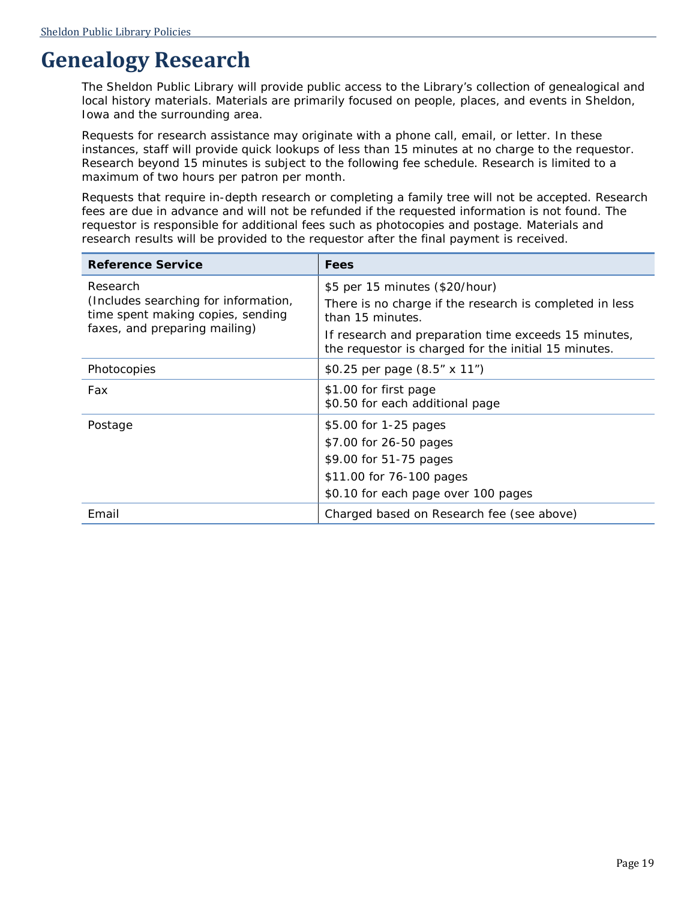# Genealogy Research

The Sheldon Public Library will provide public access to the Library's collection of genealogical and local history materials. Materials are primarily focused on people, places, and events in Sheldon, Iowa and the surrounding area.

Requests for research assistance may originate with a phone call, email, or letter. In these instances, staff will provide quick lookups of less than 15 minutes at no charge to the requestor. Research beyond 15 minutes is subject to the following fee schedule. Research is limited to a maximum of two hours per patron per month.

Requests that require in-depth research or completing a family tree will not be accepted. Research fees are due in advance and will not be refunded if the requested information is not found. The requestor is responsible for additional fees such as photocopies and postage. Materials and research results will be provided to the requestor after the final payment is received.

| Reference Service | Fees |
|---|---|
| Research<br>(Includes searching for information, time spent making copies, sending faxes, and preparing mailing) | $5 per 15 minutes ($20/hour)<br>There is no charge if the research is completed in less than 15 minutes.<br>If research and preparation time exceeds 15 minutes, the requestor is charged for the initial 15 minutes. |
| Photocopies | $0.25 per page (8.5" x 11") |
| Fax | $1.00 for first page<br>$0.50 for each additional page |
| Postage | $5.00 for 1-25 pages<br>$7.00 for 26-50 pages<br>$9.00 for 51-75 pages<br>$11.00 for 76-100 pages<br>$0.10 for each page over 100 pages |
| Email | Charged based on Research fee (see above) |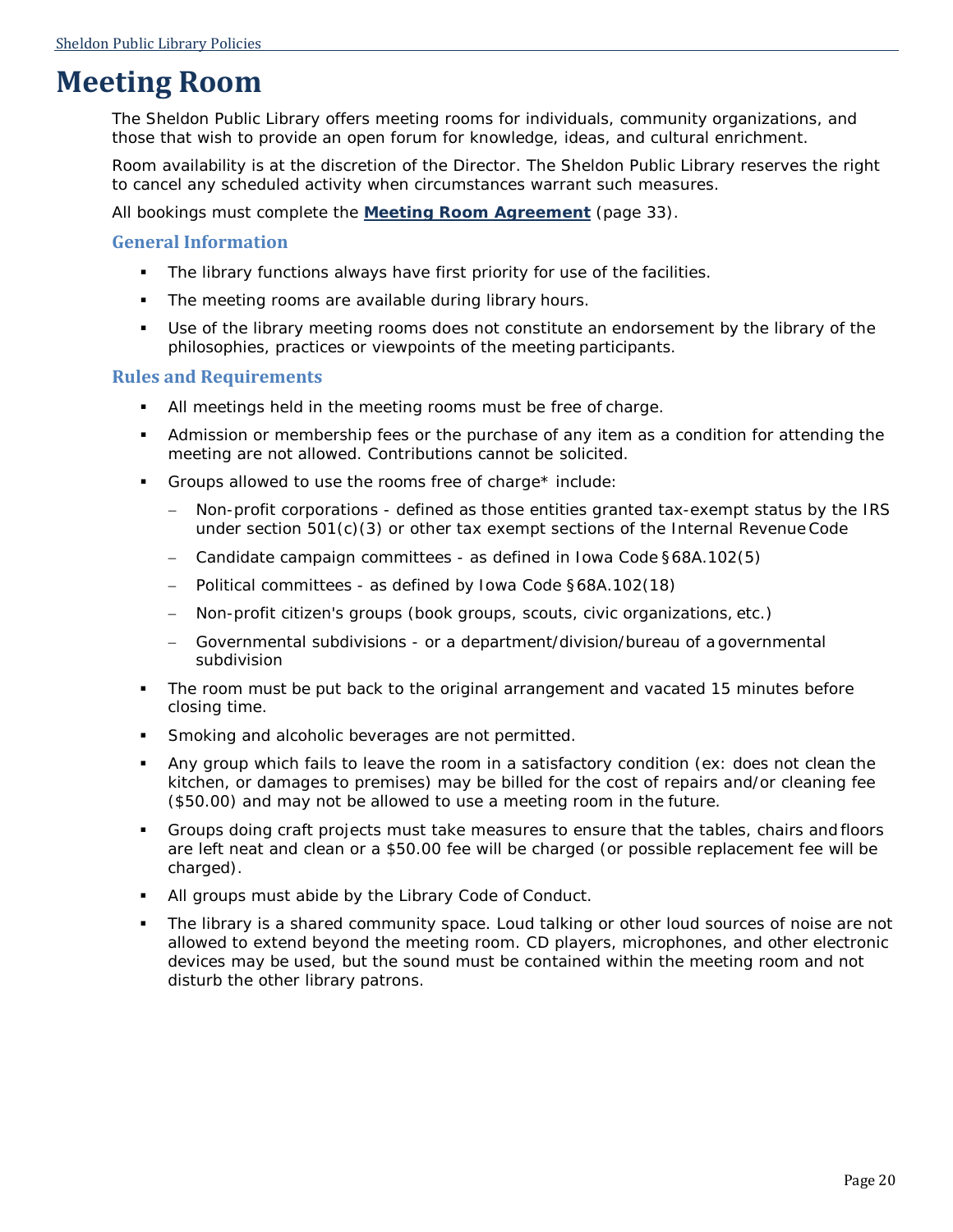# Meeting Room

The Sheldon Public Library offers meeting rooms for individuals, community organizations, and those that wish to provide an open forum for knowledge, ideas, and cultural enrichment.

Room availability is at the discretion of the Director. The Sheldon Public Library reserves the right to cancel any scheduled activity when circumstances warrant such measures.

All bookings must complete the **Meeting Room Agreement** (page 33).

## General Information

- The library functions always have first priority for use of the facilities.
- The meeting rooms are available during library hours.
- Use of the library meeting rooms does not constitute an endorsement by the library of the philosophies, practices or viewpoints of the meeting participants.

## Rules and Requirements

- All meetings held in the meeting rooms must be free of charge.
- Admission or membership fees or the purchase of any item as a condition for attending the meeting are not allowed. Contributions cannot be solicited.
- Groups allowed to use the rooms free of charge* include:
  - Non-profit corporations - defined as those entities granted tax-exempt status by the IRS under section 501(c)(3) or other tax exempt sections of the Internal Revenue Code
  - Candidate campaign committees - as defined in Iowa Code §68A.102(5)
  - Political committees - as defined by Iowa Code §68A.102(18)
  - Non-profit citizen's groups (book groups, scouts, civic organizations, etc.)
  - Governmental subdivisions - or a department/division/bureau of a governmental subdivision
- The room must be put back to the original arrangement and vacated 15 minutes before closing time.
- Smoking and alcoholic beverages are not permitted.
- Any group which fails to leave the room in a satisfactory condition (ex: does not clean the kitchen, or damages to premises) may be billed for the cost of repairs and/or cleaning fee ($50.00) and may not be allowed to use a meeting room in the future.
- Groups doing craft projects must take measures to ensure that the tables, chairs and floors are left neat and clean or a $50.00 fee will be charged (or possible replacement fee will be charged).
- All groups must abide by the Library Code of Conduct.
- The library is a shared community space. Loud talking or other loud sources of noise are not allowed to extend beyond the meeting room. CD players, microphones, and other electronic devices may be used, but the sound must be contained within the meeting room and not disturb the other library patrons.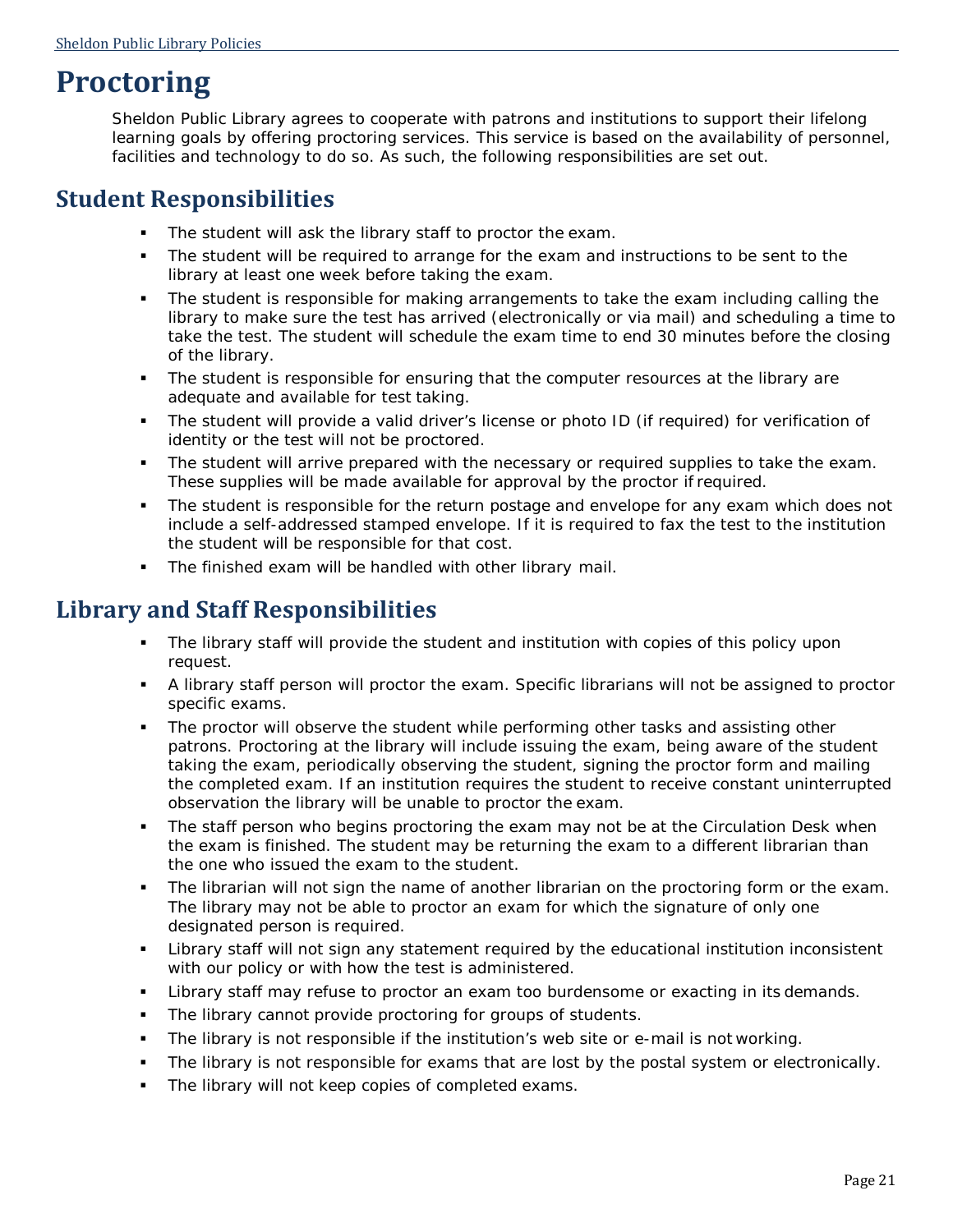# Proctoring

Sheldon Public Library agrees to cooperate with patrons and institutions to support their lifelong learning goals by offering proctoring services. This service is based on the availability of personnel, facilities and technology to do so. As such, the following responsibilities are set out.

## Student Responsibilities

- The student will ask the library staff to proctor the exam.
- The student will be required to arrange for the exam and instructions to be sent to the library at least one week before taking the exam.
- The student is responsible for making arrangements to take the exam including calling the library to make sure the test has arrived (electronically or via mail) and scheduling a time to take the test. The student will schedule the exam time to end 30 minutes before the closing of the library.
- The student is responsible for ensuring that the computer resources at the library are adequate and available for test taking.
- The student will provide a valid driver's license or photo ID (if required) for verification of identity or the test will not be proctored.
- The student will arrive prepared with the necessary or required supplies to take the exam. These supplies will be made available for approval by the proctor if required.
- The student is responsible for the return postage and envelope for any exam which does not include a self-addressed stamped envelope. If it is required to fax the test to the institution the student will be responsible for that cost.
- The finished exam will be handled with other library mail.

## Library and Staff Responsibilities

- The library staff will provide the student and institution with copies of this policy upon request.
- A library staff person will proctor the exam. Specific librarians will not be assigned to proctor specific exams.
- The proctor will observe the student while performing other tasks and assisting other patrons. Proctoring at the library will include issuing the exam, being aware of the student taking the exam, periodically observing the student, signing the proctor form and mailing the completed exam. If an institution requires the student to receive constant uninterrupted observation the library will be unable to proctor the exam.
- The staff person who begins proctoring the exam may not be at the Circulation Desk when the exam is finished. The student may be returning the exam to a different librarian than the one who issued the exam to the student.
- The librarian will not sign the name of another librarian on the proctoring form or the exam. The library may not be able to proctor an exam for which the signature of only one designated person is required.
- Library staff will not sign any statement required by the educational institution inconsistent with our policy or with how the test is administered.
- Library staff may refuse to proctor an exam too burdensome or exacting in its demands.
- The library cannot provide proctoring for groups of students.
- The library is not responsible if the institution's web site or e-mail is not working.
- The library is not responsible for exams that are lost by the postal system or electronically.
- The library will not keep copies of completed exams.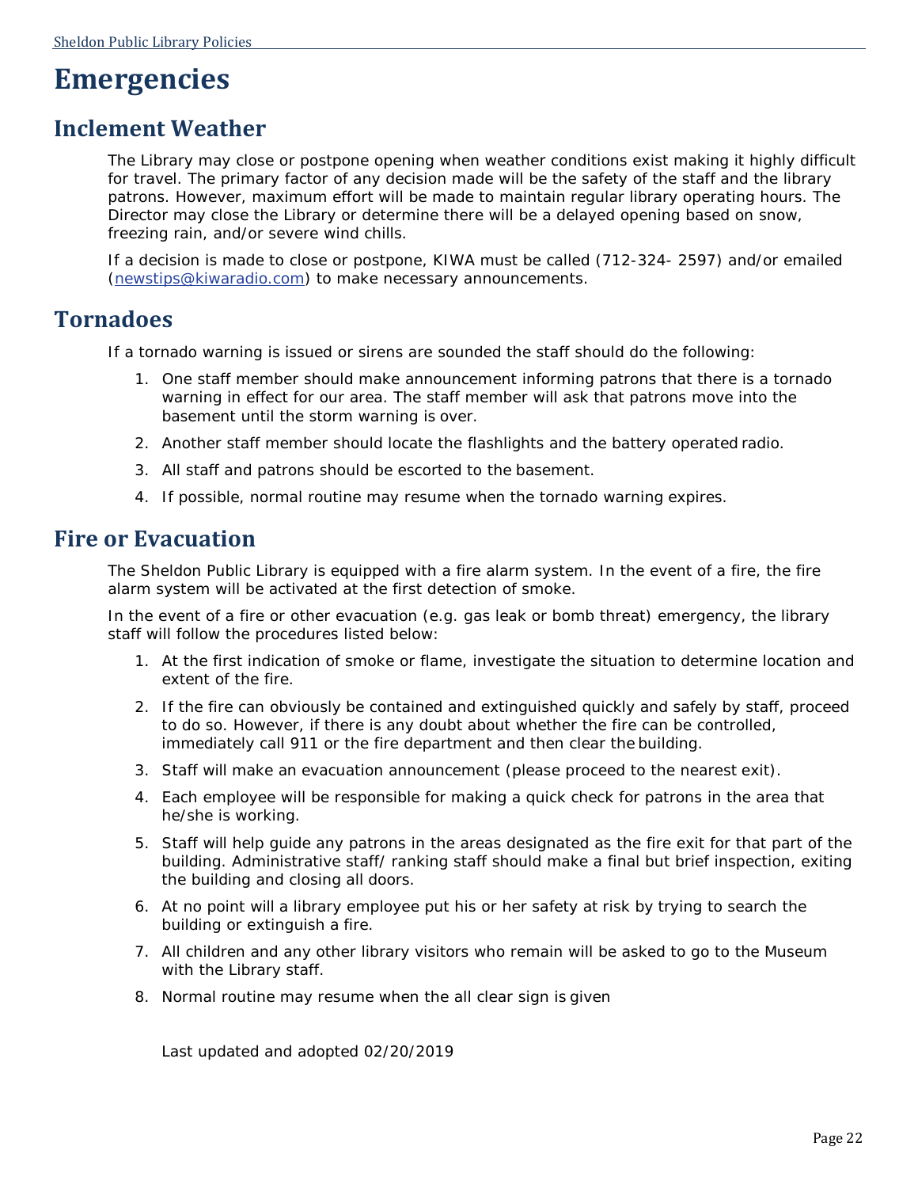# Emergencies

## Inclement Weather

The Library may close or postpone opening when weather conditions exist making it highly difficult for travel. The primary factor of any decision made will be the safety of the staff and the library patrons. However, maximum effort will be made to maintain regular library operating hours. The Director may close the Library or determine there will be a delayed opening based on snow, freezing rain, and/or severe wind chills.

If a decision is made to close or postpone, KIWA must be called (712-324- 2597) and/or emailed (newstips@kiwaradio.com) to make necessary announcements.

## Tornadoes

If a tornado warning is issued or sirens are sounded the staff should do the following:

1. One staff member should make announcement informing patrons that there is a tornado warning in effect for our area. The staff member will ask that patrons move into the basement until the storm warning is over.
2. Another staff member should locate the flashlights and the battery operated radio.
3. All staff and patrons should be escorted to the basement.
4. If possible, normal routine may resume when the tornado warning expires.

## Fire or Evacuation

The Sheldon Public Library is equipped with a fire alarm system. In the event of a fire, the fire alarm system will be activated at the first detection of smoke.

In the event of a fire or other evacuation (e.g. gas leak or bomb threat) emergency, the library staff will follow the procedures listed below:

1. At the first indication of smoke or flame, investigate the situation to determine location and extent of the fire.
2. If the fire can obviously be contained and extinguished quickly and safely by staff, proceed to do so. However, if there is any doubt about whether the fire can be controlled, immediately call 911 or the fire department and then clear the building.
3. Staff will make an evacuation announcement (please proceed to the nearest exit).
4. Each employee will be responsible for making a quick check for patrons in the area that he/she is working.
5. Staff will help guide any patrons in the areas designated as the fire exit for that part of the building. Administrative staff/ ranking staff should make a final but brief inspection, exiting the building and closing all doors.
6. At no point will a library employee put his or her safety at risk by trying to search the building or extinguish a fire.
7. All children and any other library visitors who remain will be asked to go to the Museum with the Library staff.
8. Normal routine may resume when the all clear sign is given

Last updated and adopted 02/20/2019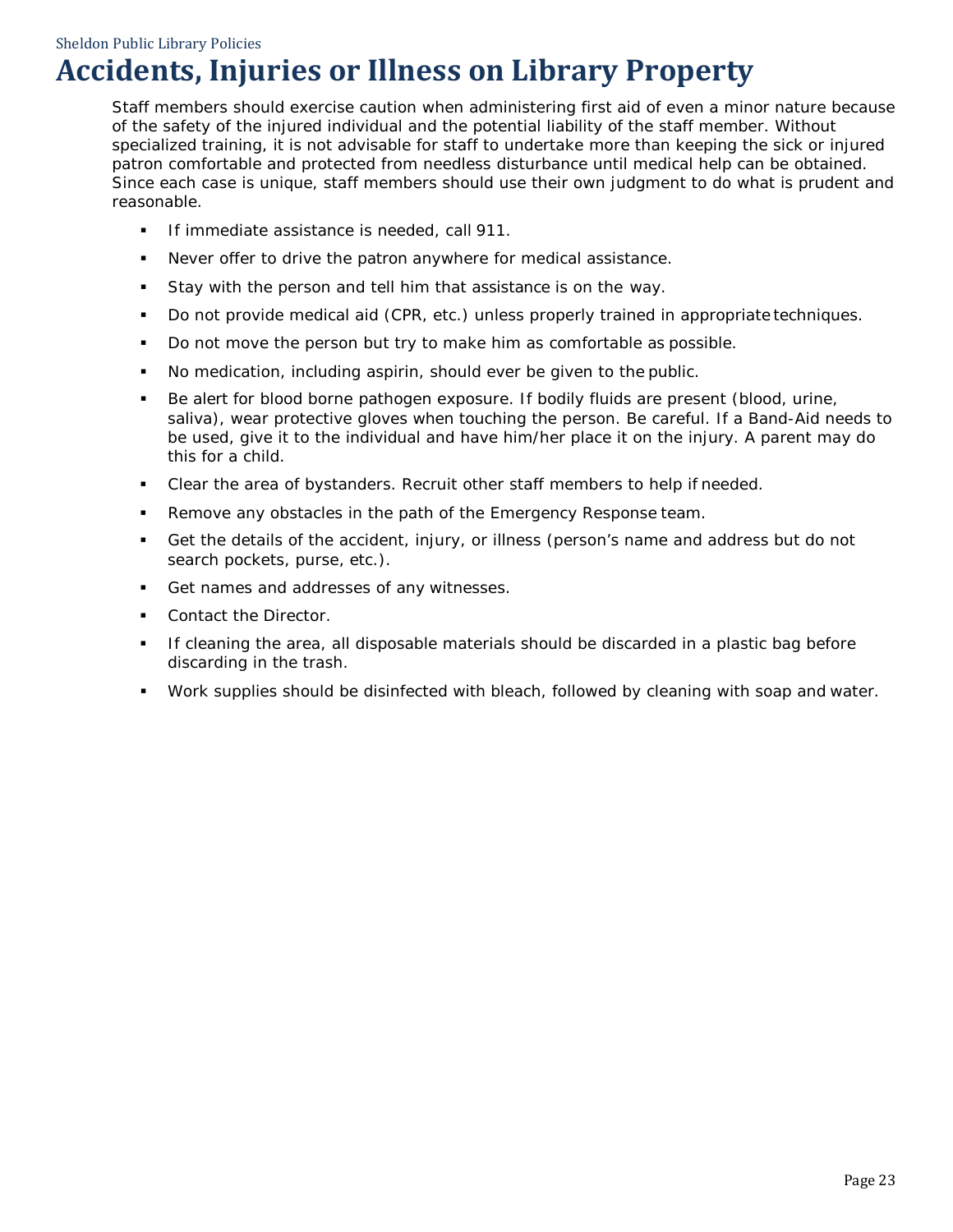# Accidents, Injuries or Illness on Library Property

Staff members should exercise caution when administering first aid of even a minor nature because of the safety of the injured individual and the potential liability of the staff member. Without specialized training, it is not advisable for staff to undertake more than keeping the sick or injured patron comfortable and protected from needless disturbance until medical help can be obtained. Since each case is unique, staff members should use their own judgment to do what is prudent and reasonable.

- If immediate assistance is needed, call 911.
- Never offer to drive the patron anywhere for medical assistance.
- Stay with the person and tell him that assistance is on the way.
- Do not provide medical aid (CPR, etc.) unless properly trained in appropriate techniques.
- Do not move the person but try to make him as comfortable as possible.
- No medication, including aspirin, should ever be given to the public.
- Be alert for blood borne pathogen exposure. If bodily fluids are present (blood, urine, saliva), wear protective gloves when touching the person. Be careful. If a Band-Aid needs to be used, give it to the individual and have him/her place it on the injury. A parent may do this for a child.
- Clear the area of bystanders. Recruit other staff members to help if needed.
- Remove any obstacles in the path of the Emergency Response team.
- Get the details of the accident, injury, or illness (person's name and address but do not search pockets, purse, etc.).
- Get names and addresses of any witnesses.
- Contact the Director.
- If cleaning the area, all disposable materials should be discarded in a plastic bag before discarding in the trash.
- Work supplies should be disinfected with bleach, followed by cleaning with soap and water.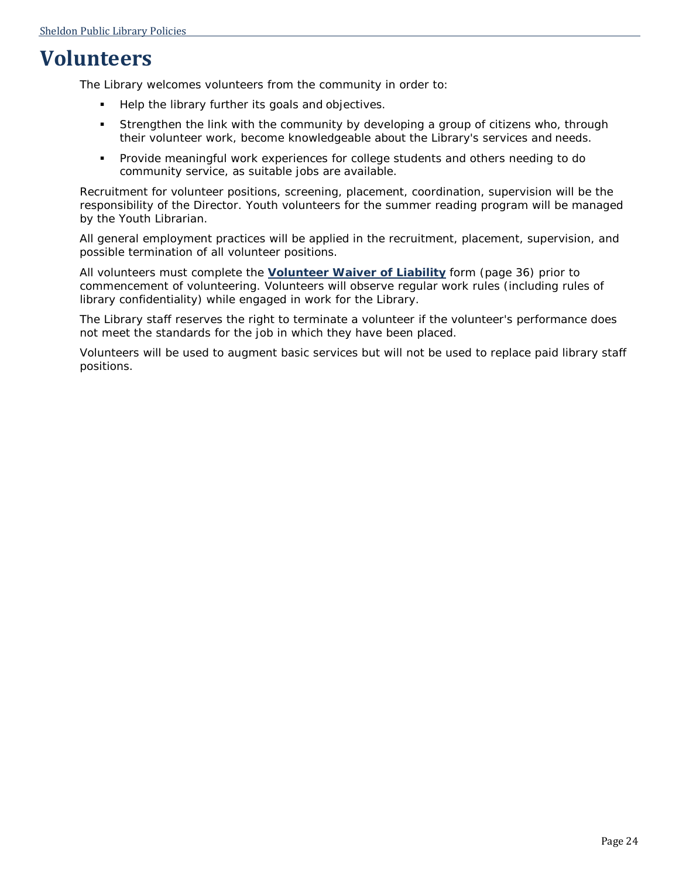# Volunteers

The Library welcomes volunteers from the community in order to:

- Help the library further its goals and objectives.
- Strengthen the link with the community by developing a group of citizens who, through their volunteer work, become knowledgeable about the Library's services and needs.
- Provide meaningful work experiences for college students and others needing to do community service, as suitable jobs are available.

Recruitment for volunteer positions, screening, placement, coordination, supervision will be the responsibility of the Director. Youth volunteers for the summer reading program will be managed by the Youth Librarian.

All general employment practices will be applied in the recruitment, placement, supervision, and possible termination of all volunteer positions.

All volunteers must complete the **Volunteer Waiver of Liability** form (page 36) prior to commencement of volunteering. Volunteers will observe regular work rules (including rules of library confidentiality) while engaged in work for the Library.

The Library staff reserves the right to terminate a volunteer if the volunteer's performance does not meet the standards for the job in which they have been placed.

Volunteers will be used to augment basic services but will not be used to replace paid library staff positions.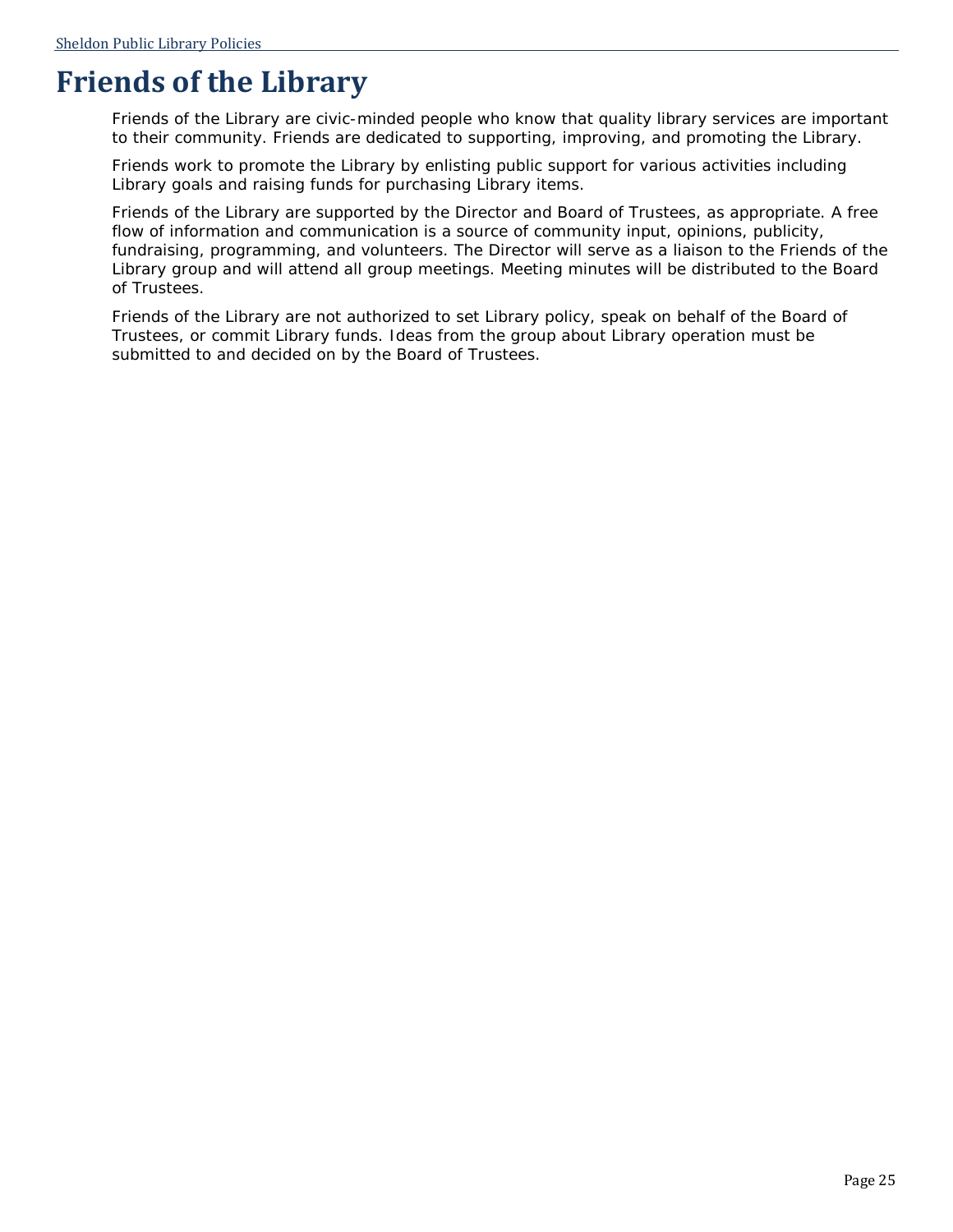# Friends of the Library

Friends of the Library are civic-minded people who know that quality library services are important to their community. Friends are dedicated to supporting, improving, and promoting the Library.

Friends work to promote the Library by enlisting public support for various activities including Library goals and raising funds for purchasing Library items.

Friends of the Library are supported by the Director and Board of Trustees, as appropriate. A free flow of information and communication is a source of community input, opinions, publicity, fundraising, programming, and volunteers. The Director will serve as a liaison to the Friends of the Library group and will attend all group meetings. Meeting minutes will be distributed to the Board of Trustees.

Friends of the Library are not authorized to set Library policy, speak on behalf of the Board of Trustees, or commit Library funds. Ideas from the group about Library operation must be submitted to and decided on by the Board of Trustees.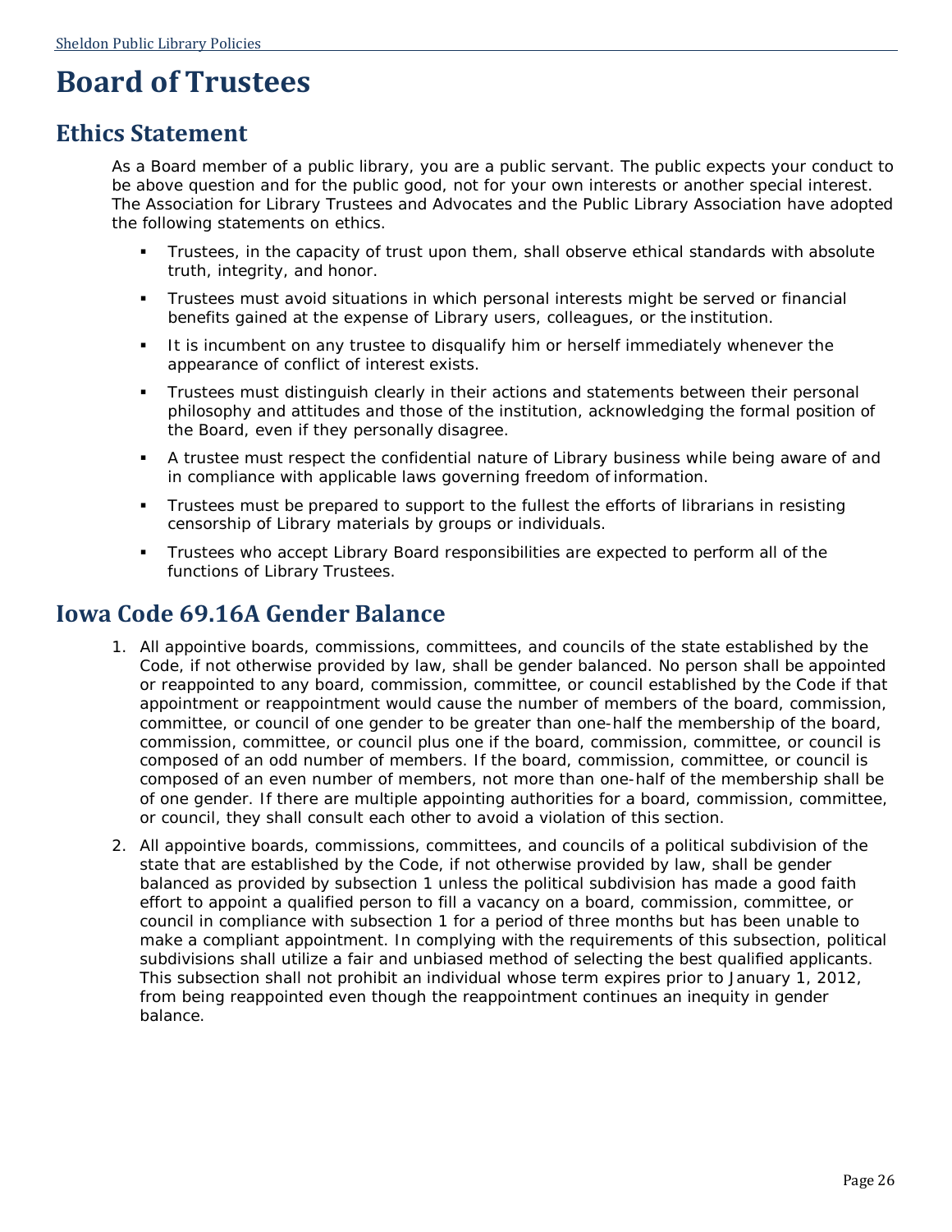# Board of Trustees

## Ethics Statement

As a Board member of a public library, you are a public servant. The public expects your conduct to be above question and for the public good, not for your own interests or another special interest. The Association for Library Trustees and Advocates and the Public Library Association have adopted the following statements on ethics.

- Trustees, in the capacity of trust upon them, shall observe ethical standards with absolute truth, integrity, and honor.
- Trustees must avoid situations in which personal interests might be served or financial benefits gained at the expense of Library users, colleagues, or the institution.
- It is incumbent on any trustee to disqualify him or herself immediately whenever the appearance of conflict of interest exists.
- Trustees must distinguish clearly in their actions and statements between their personal philosophy and attitudes and those of the institution, acknowledging the formal position of the Board, even if they personally disagree.
- A trustee must respect the confidential nature of Library business while being aware of and in compliance with applicable laws governing freedom of information.
- Trustees must be prepared to support to the fullest the efforts of librarians in resisting censorship of Library materials by groups or individuals.
- Trustees who accept Library Board responsibilities are expected to perform all of the functions of Library Trustees.

## Iowa Code 69.16A Gender Balance

1. All appointive boards, commissions, committees, and councils of the state established by the Code, if not otherwise provided by law, shall be gender balanced. No person shall be appointed or reappointed to any board, commission, committee, or council established by the Code if that appointment or reappointment would cause the number of members of the board, commission, committee, or council of one gender to be greater than one-half the membership of the board, commission, committee, or council plus one if the board, commission, committee, or council is composed of an odd number of members. If the board, commission, committee, or council is composed of an even number of members, not more than one-half of the membership shall be of one gender. If there are multiple appointing authorities for a board, commission, committee, or council, they shall consult each other to avoid a violation of this section.
2. All appointive boards, commissions, committees, and councils of a political subdivision of the state that are established by the Code, if not otherwise provided by law, shall be gender balanced as provided by subsection 1 unless the political subdivision has made a good faith effort to appoint a qualified person to fill a vacancy on a board, commission, committee, or council in compliance with subsection 1 for a period of three months but has been unable to make a compliant appointment. In complying with the requirements of this subsection, political subdivisions shall utilize a fair and unbiased method of selecting the best qualified applicants. This subsection shall not prohibit an individual whose term expires prior to January 1, 2012, from being reappointed even though the reappointment continues an inequity in gender balance.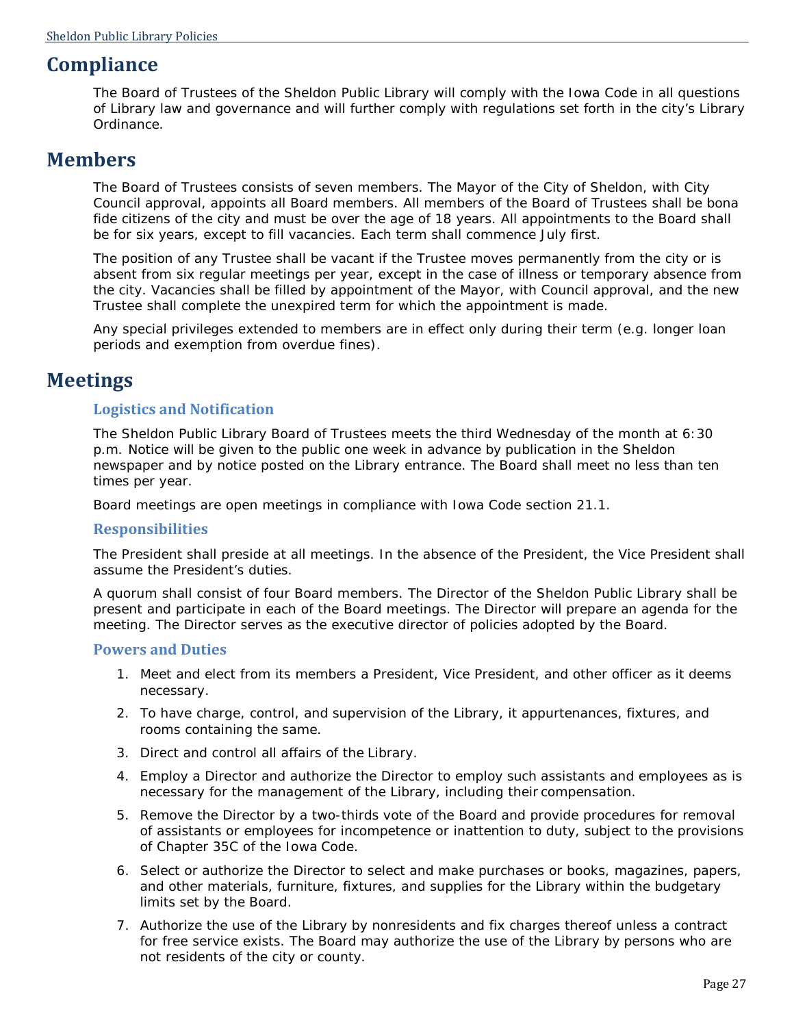# Compliance

The Board of Trustees of the Sheldon Public Library will comply with the Iowa Code in all questions of Library law and governance and will further comply with regulations set forth in the city's Library Ordinance.

# Members

The Board of Trustees consists of seven members. The Mayor of the City of Sheldon, with City Council approval, appoints all Board members. All members of the Board of Trustees shall be bona fide citizens of the city and must be over the age of 18 years. All appointments to the Board shall be for six years, except to fill vacancies. Each term shall commence July first.

The position of any Trustee shall be vacant if the Trustee moves permanently from the city or is absent from six regular meetings per year, except in the case of illness or temporary absence from the city. Vacancies shall be filled by appointment of the Mayor, with Council approval, and the new Trustee shall complete the unexpired term for which the appointment is made.

Any special privileges extended to members are in effect only during their term (e.g. longer loan periods and exemption from overdue fines).

# Meetings

## Logistics and Notification

The Sheldon Public Library Board of Trustees meets the third Wednesday of the month at 6:30 p.m. Notice will be given to the public one week in advance by publication in the Sheldon newspaper and by notice posted on the Library entrance. The Board shall meet no less than ten times per year.

Board meetings are open meetings in compliance with Iowa Code section 21.1.

## Responsibilities

The President shall preside at all meetings. In the absence of the President, the Vice President shall assume the President's duties.

A quorum shall consist of four Board members. The Director of the Sheldon Public Library shall be present and participate in each of the Board meetings. The Director will prepare an agenda for the meeting. The Director serves as the executive director of policies adopted by the Board.

## Powers and Duties

1. Meet and elect from its members a President, Vice President, and other officer as it deems necessary.
2. To have charge, control, and supervision of the Library, it appurtenances, fixtures, and rooms containing the same.
3. Direct and control all affairs of the Library.
4. Employ a Director and authorize the Director to employ such assistants and employees as is necessary for the management of the Library, including their compensation.
5. Remove the Director by a two-thirds vote of the Board and provide procedures for removal of assistants or employees for incompetence or inattention to duty, subject to the provisions of Chapter 35C of the Iowa Code.
6. Select or authorize the Director to select and make purchases or books, magazines, papers, and other materials, furniture, fixtures, and supplies for the Library within the budgetary limits set by the Board.
7. Authorize the use of the Library by nonresidents and fix charges thereof unless a contract for free service exists. The Board may authorize the use of the Library by persons who are not residents of the city or county.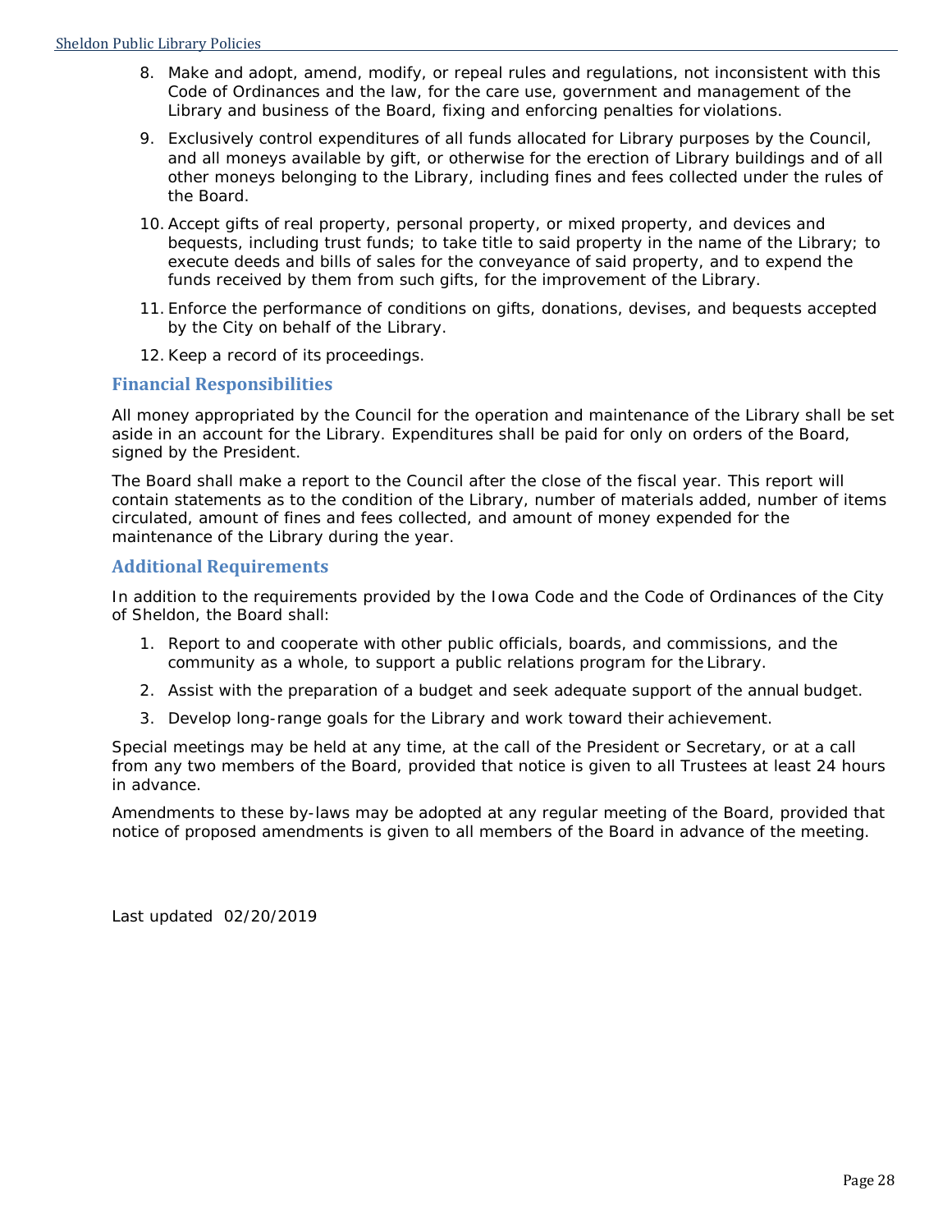8. Make and adopt, amend, modify, or repeal rules and regulations, not inconsistent with this Code of Ordinances and the law, for the care use, government and management of the Library and business of the Board, fixing and enforcing penalties for violations.
9. Exclusively control expenditures of all funds allocated for Library purposes by the Council, and all moneys available by gift, or otherwise for the erection of Library buildings and of all other moneys belonging to the Library, including fines and fees collected under the rules of the Board.
10. Accept gifts of real property, personal property, or mixed property, and devices and bequests, including trust funds; to take title to said property in the name of the Library; to execute deeds and bills of sales for the conveyance of said property, and to expend the funds received by them from such gifts, for the improvement of the Library.
11. Enforce the performance of conditions on gifts, donations, devises, and bequests accepted by the City on behalf of the Library.
12. Keep a record of its proceedings.

## Financial Responsibilities

All money appropriated by the Council for the operation and maintenance of the Library shall be set aside in an account for the Library. Expenditures shall be paid for only on orders of the Board, signed by the President.

The Board shall make a report to the Council after the close of the fiscal year. This report will contain statements as to the condition of the Library, number of materials added, number of items circulated, amount of fines and fees collected, and amount of money expended for the maintenance of the Library during the year.

## Additional Requirements

In addition to the requirements provided by the Iowa Code and the Code of Ordinances of the City of Sheldon, the Board shall:

1. Report to and cooperate with other public officials, boards, and commissions, and the community as a whole, to support a public relations program for the Library.
2. Assist with the preparation of a budget and seek adequate support of the annual budget.
3. Develop long-range goals for the Library and work toward their achievement.

Special meetings may be held at any time, at the call of the President or Secretary, or at a call from any two members of the Board, provided that notice is given to all Trustees at least 24 hours in advance.

Amendments to these by-laws may be adopted at any regular meeting of the Board, provided that notice of proposed amendments is given to all members of the Board in advance of the meeting.

Last updated 02/20/2019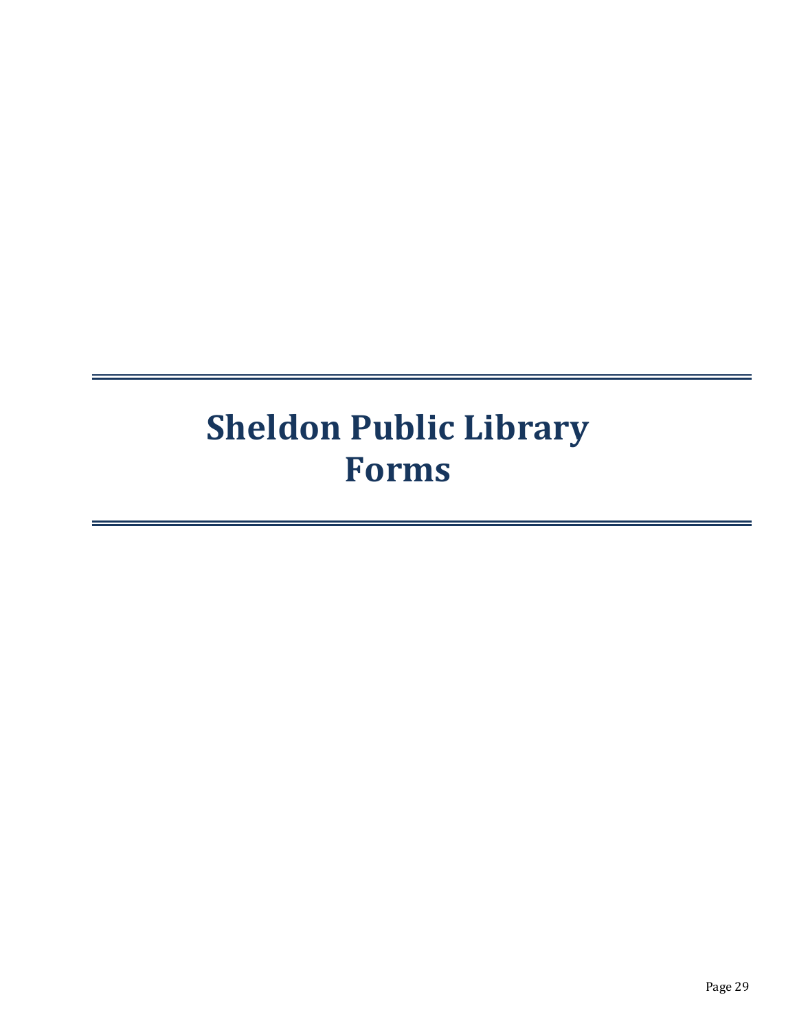# Sheldon Public Library Forms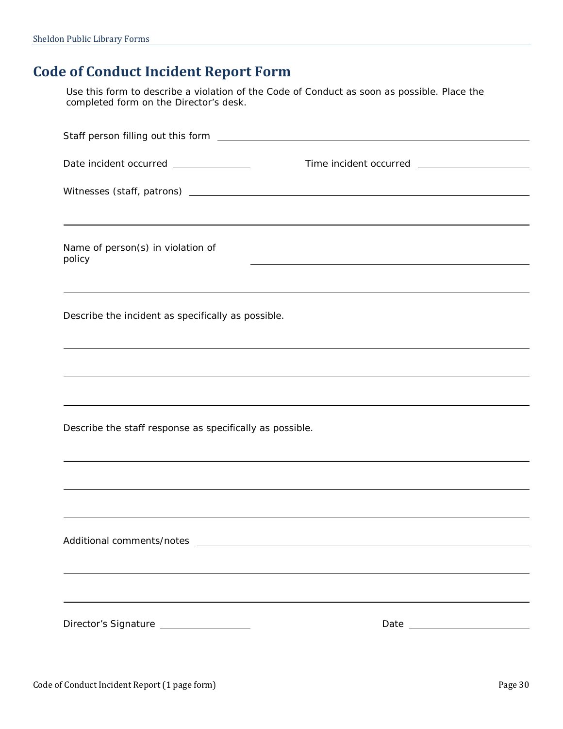## Code of Conduct Incident Report Form

Use this form to describe a violation of the Code of Conduct as soon as possible. Place the completed form on the Director's desk.

Staff person filling out this form ______________________________________________

Date incident occurred ______________ Time incident occurred ____________________

Witnesses (staff, patrons) ____________________________________________________

______________________________________________________________________________

Name of person(s) in violation of policy ______________________________________

______________________________________________________________________________

Describe the incident as specifically as possible.

______________________________________________________________________________

______________________________________________________________________________

______________________________________________________________________________

Describe the staff response as specifically as possible.

______________________________________________________________________________

______________________________________________________________________________

______________________________________________________________________________

Additional comments/notes ____________________________________________________

______________________________________________________________________________

______________________________________________________________________________

Director's Signature ________________ Date ______________________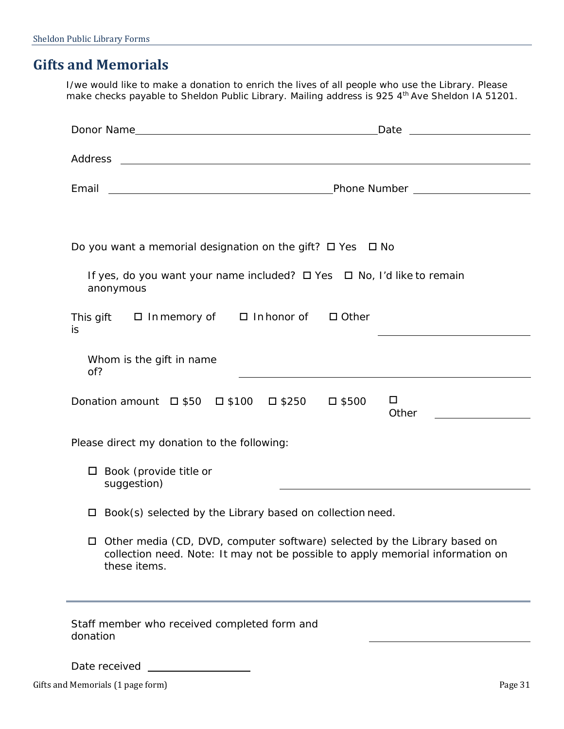## Gifts and Memorials

I/we would like to make a donation to enrich the lives of all people who use the Library. Please make checks payable to Sheldon Public Library. Mailing address is 925 4th Ave Sheldon IA 51201.

Donor Name ______________________________ Date ______________

Address ____________________________________________________

Email ____________________________ Phone Number ______________

Do you want a memorial designation on the gift? ☐ Yes ☐ No

If yes, do you want your name included? ☐ Yes ☐ No, I'd like to remain anonymous

This gift is ☐ In memory of ☐ In honor of ☐ Other ______________

Whom is the gift in name of? ______________________________

Donation amount ☐ $50 ☐ $100 ☐ $250 ☐ $500 ☐ Other ____________

Please direct my donation to the following:

- ☐ Book (provide title or suggestion) ______________________________
- ☐ Book(s) selected by the Library based on collection need.
- ☐ Other media (CD, DVD, computer software) selected by the Library based on collection need. Note: It may not be possible to apply memorial information on these items.

---

Staff member who received completed form and donation ______________________

Date received ______________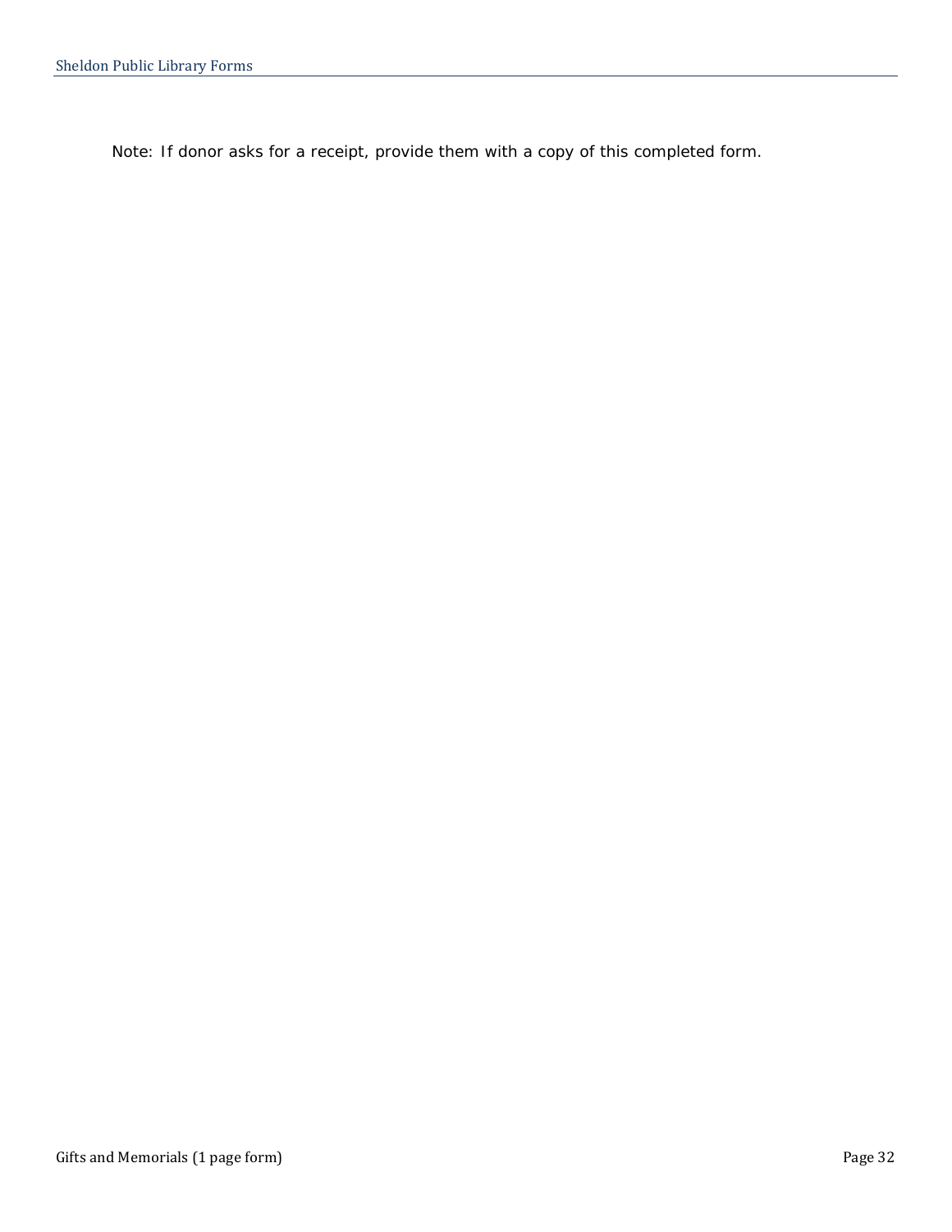Note: If donor asks for a receipt, provide them with a copy of this completed form.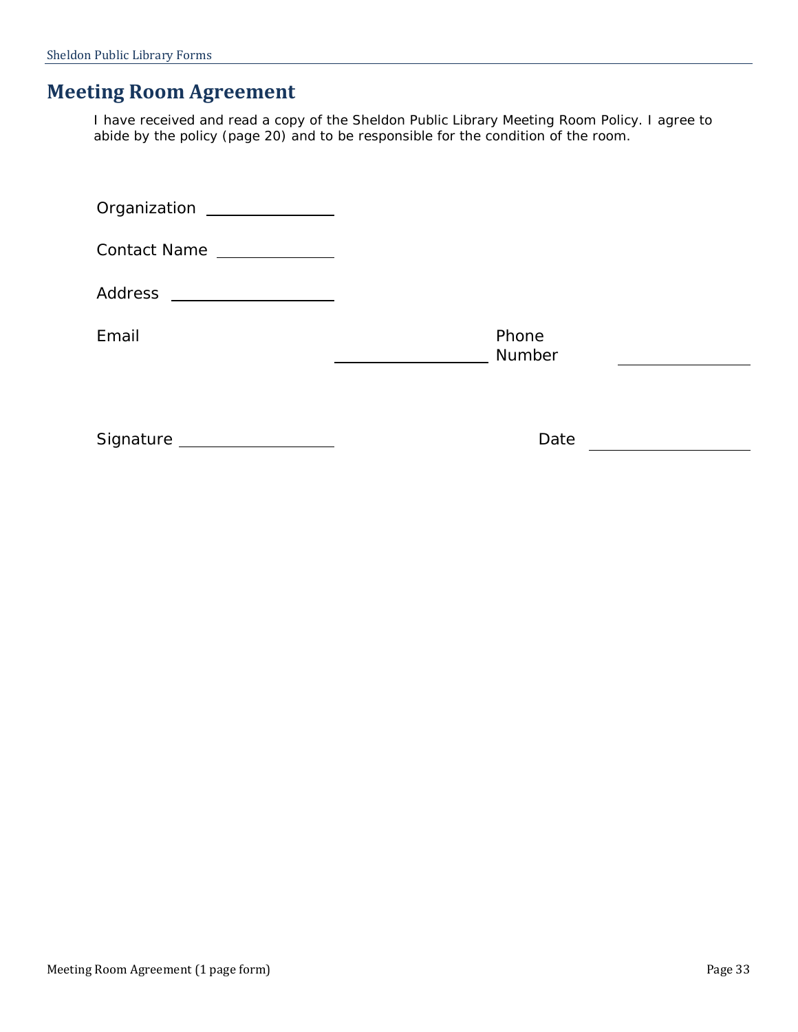# Meeting Room Agreement

I have received and read a copy of the Sheldon Public Library Meeting Room Policy. I agree to abide by the policy (page 20) and to be responsible for the condition of the room.

Organization ________________

Contact Name ______________

Address ____________________

Email ____________________ Phone Number ______________

Signature ____________________ Date ____________________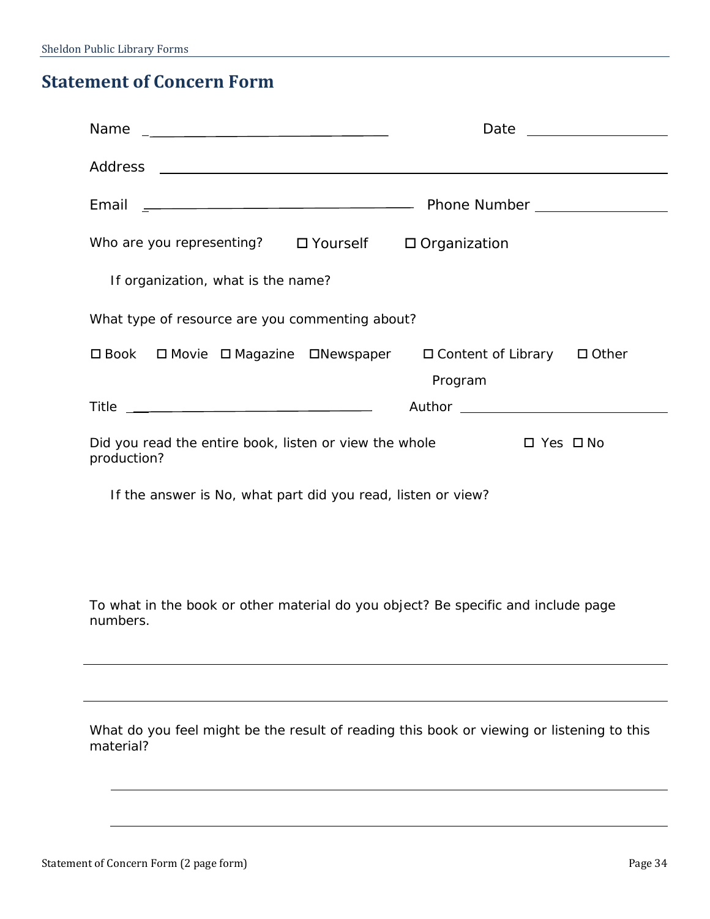# Statement of Concern Form

Name ______________________________ Date ________________

Address ____________________________________________________________

Email ______________________________ Phone Number ________________

Who are you representing? ☐ Yourself ☐ Organization

If organization, what is the name?

What type of resource are you commenting about?

☐ Book ☐ Movie ☐ Magazine ☐Newspaper ☐ Content of Library Program ☐ Other

Title ______________________________ Author ______________________________

Did you read the entire book, listen or view the whole production? ☐ Yes ☐ No

If the answer is No, what part did you read, listen or view?

To what in the book or other material do you object? Be specific and include page numbers.

______________________________________________________________________

______________________________________________________________________

What do you feel might be the result of reading this book or viewing or listening to this material?

______________________________________________________________________

______________________________________________________________________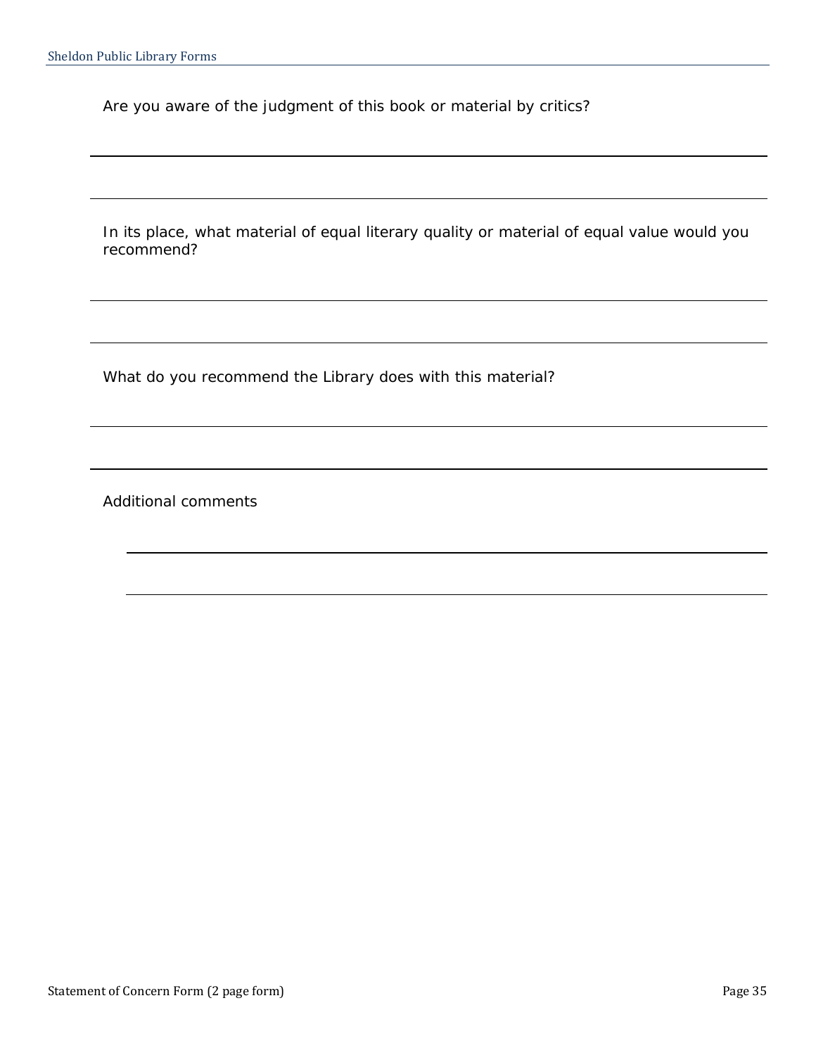Are you aware of the judgment of this book or material by critics?

\_\_\_\_\_\_\_\_\_\_\_\_\_\_\_\_\_\_\_\_\_\_\_\_\_\_\_\_\_\_\_\_\_\_\_\_\_\_\_\_\_\_\_\_\_\_\_\_\_\_\_\_\_\_\_\_\_\_\_\_\_\_\_\_\_\_\_\_\_\_\_\_\_\_\_\_\_\_

\_\_\_\_\_\_\_\_\_\_\_\_\_\_\_\_\_\_\_\_\_\_\_\_\_\_\_\_\_\_\_\_\_\_\_\_\_\_\_\_\_\_\_\_\_\_\_\_\_\_\_\_\_\_\_\_\_\_\_\_\_\_\_\_\_\_\_\_\_\_\_\_\_\_\_\_\_\_

In its place, what material of equal literary quality or material of equal value would you recommend?

\_\_\_\_\_\_\_\_\_\_\_\_\_\_\_\_\_\_\_\_\_\_\_\_\_\_\_\_\_\_\_\_\_\_\_\_\_\_\_\_\_\_\_\_\_\_\_\_\_\_\_\_\_\_\_\_\_\_\_\_\_\_\_\_\_\_\_\_\_\_\_\_\_\_\_\_\_\_

\_\_\_\_\_\_\_\_\_\_\_\_\_\_\_\_\_\_\_\_\_\_\_\_\_\_\_\_\_\_\_\_\_\_\_\_\_\_\_\_\_\_\_\_\_\_\_\_\_\_\_\_\_\_\_\_\_\_\_\_\_\_\_\_\_\_\_\_\_\_\_\_\_\_\_\_\_\_

What do you recommend the Library does with this material?

\_\_\_\_\_\_\_\_\_\_\_\_\_\_\_\_\_\_\_\_\_\_\_\_\_\_\_\_\_\_\_\_\_\_\_\_\_\_\_\_\_\_\_\_\_\_\_\_\_\_\_\_\_\_\_\_\_\_\_\_\_\_\_\_\_\_\_\_\_\_\_\_\_\_\_\_\_\_

\_\_\_\_\_\_\_\_\_\_\_\_\_\_\_\_\_\_\_\_\_\_\_\_\_\_\_\_\_\_\_\_\_\_\_\_\_\_\_\_\_\_\_\_\_\_\_\_\_\_\_\_\_\_\_\_\_\_\_\_\_\_\_\_\_\_\_\_\_\_\_\_\_\_\_\_\_\_

Additional comments

\_\_\_\_\_\_\_\_\_\_\_\_\_\_\_\_\_\_\_\_\_\_\_\_\_\_\_\_\_\_\_\_\_\_\_\_\_\_\_\_\_\_\_\_\_\_\_\_\_\_\_\_\_\_\_\_\_\_\_\_\_\_\_\_\_\_\_\_\_\_\_\_\_\_\_\_\_\_

\_\_\_\_\_\_\_\_\_\_\_\_\_\_\_\_\_\_\_\_\_\_\_\_\_\_\_\_\_\_\_\_\_\_\_\_\_\_\_\_\_\_\_\_\_\_\_\_\_\_\_\_\_\_\_\_\_\_\_\_\_\_\_\_\_\_\_\_\_\_\_\_\_\_\_\_\_\_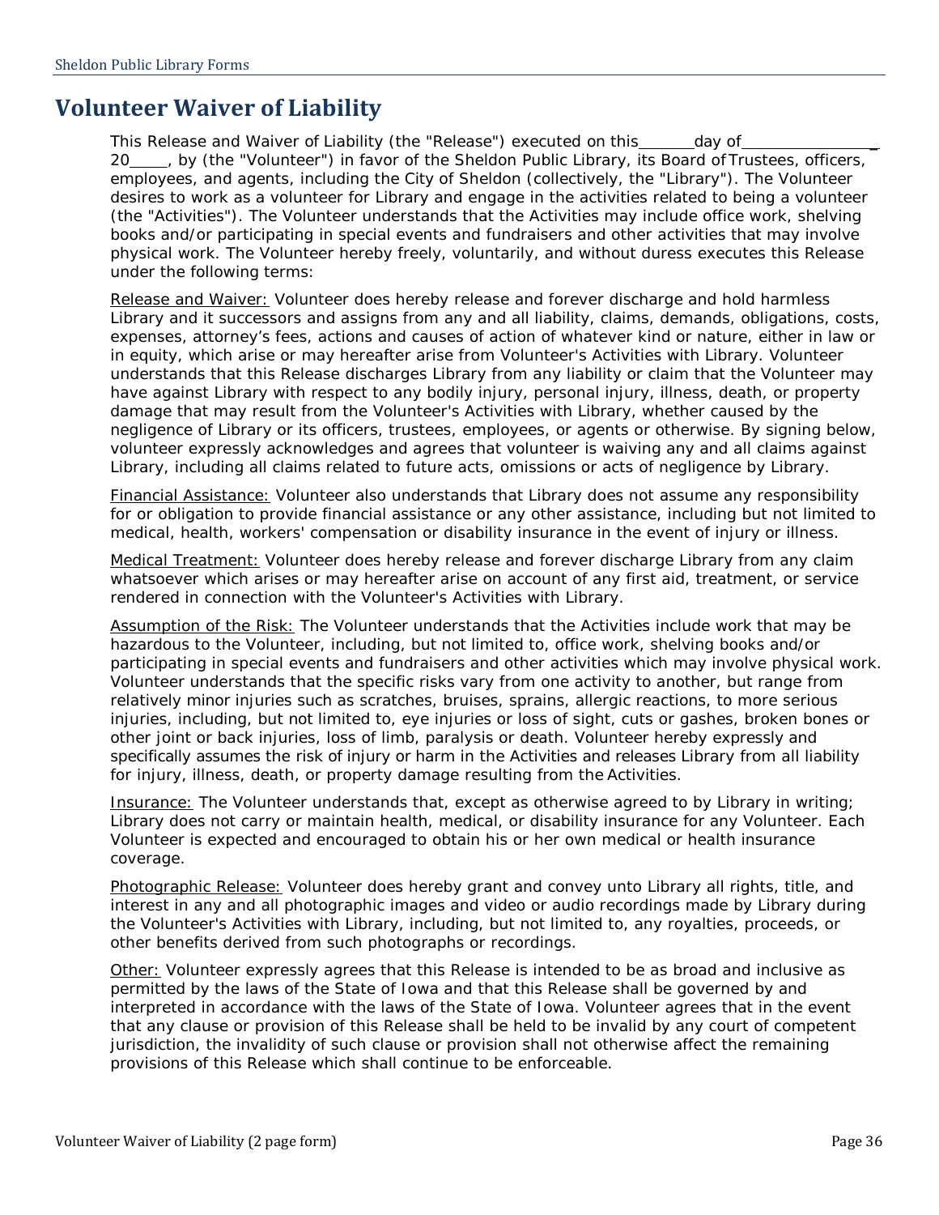# Volunteer Waiver of Liability

This Release and Waiver of Liability (the "Release") executed on this_______day of_________________ 20_____, by (the "Volunteer") in favor of the Sheldon Public Library, its Board of Trustees, officers, employees, and agents, including the City of Sheldon (collectively, the "Library"). The Volunteer desires to work as a volunteer for Library and engage in the activities related to being a volunteer (the "Activities"). The Volunteer understands that the Activities may include office work, shelving books and/or participating in special events and fundraisers and other activities that may involve physical work. The Volunteer hereby freely, voluntarily, and without duress executes this Release under the following terms:

Release and Waiver: Volunteer does hereby release and forever discharge and hold harmless Library and it successors and assigns from any and all liability, claims, demands, obligations, costs, expenses, attorney's fees, actions and causes of action of whatever kind or nature, either in law or in equity, which arise or may hereafter arise from Volunteer's Activities with Library. Volunteer understands that this Release discharges Library from any liability or claim that the Volunteer may have against Library with respect to any bodily injury, personal injury, illness, death, or property damage that may result from the Volunteer's Activities with Library, whether caused by the negligence of Library or its officers, trustees, employees, or agents or otherwise. By signing below, volunteer expressly acknowledges and agrees that volunteer is waiving any and all claims against Library, including all claims related to future acts, omissions or acts of negligence by Library.

Financial Assistance: Volunteer also understands that Library does not assume any responsibility for or obligation to provide financial assistance or any other assistance, including but not limited to medical, health, workers' compensation or disability insurance in the event of injury or illness.

Medical Treatment: Volunteer does hereby release and forever discharge Library from any claim whatsoever which arises or may hereafter arise on account of any first aid, treatment, or service rendered in connection with the Volunteer's Activities with Library.

Assumption of the Risk: The Volunteer understands that the Activities include work that may be hazardous to the Volunteer, including, but not limited to, office work, shelving books and/or participating in special events and fundraisers and other activities which may involve physical work. Volunteer understands that the specific risks vary from one activity to another, but range from relatively minor injuries such as scratches, bruises, sprains, allergic reactions, to more serious injuries, including, but not limited to, eye injuries or loss of sight, cuts or gashes, broken bones or other joint or back injuries, loss of limb, paralysis or death. Volunteer hereby expressly and specifically assumes the risk of injury or harm in the Activities and releases Library from all liability for injury, illness, death, or property damage resulting from the Activities.

Insurance: The Volunteer understands that, except as otherwise agreed to by Library in writing; Library does not carry or maintain health, medical, or disability insurance for any Volunteer. Each Volunteer is expected and encouraged to obtain his or her own medical or health insurance coverage.

Photographic Release: Volunteer does hereby grant and convey unto Library all rights, title, and interest in any and all photographic images and video or audio recordings made by Library during the Volunteer's Activities with Library, including, but not limited to, any royalties, proceeds, or other benefits derived from such photographs or recordings.

Other: Volunteer expressly agrees that this Release is intended to be as broad and inclusive as permitted by the laws of the State of Iowa and that this Release shall be governed by and interpreted in accordance with the laws of the State of Iowa. Volunteer agrees that in the event that any clause or provision of this Release shall be held to be invalid by any court of competent jurisdiction, the invalidity of such clause or provision shall not otherwise affect the remaining provisions of this Release which shall continue to be enforceable.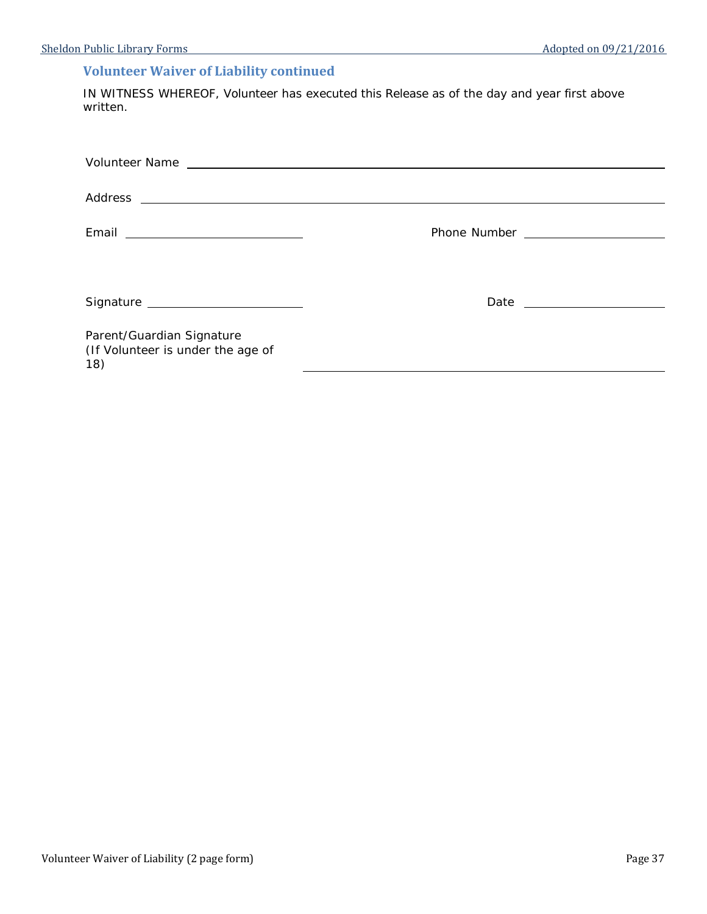## Volunteer Waiver of Liability continued

IN WITNESS WHEREOF, Volunteer has executed this Release as of the day and year first above written.

Volunteer Name \_\_\_\_\_\_\_\_\_\_\_\_\_\_\_\_\_\_\_\_\_\_\_\_\_\_\_\_\_\_\_\_\_\_\_\_\_\_\_\_\_\_\_\_\_\_\_\_

Address \_\_\_\_\_\_\_\_\_\_\_\_\_\_\_\_\_\_\_\_\_\_\_\_\_\_\_\_\_\_\_\_\_\_\_\_\_\_\_\_\_\_\_\_\_\_\_\_\_\_\_\_

Email \_\_\_\_\_\_\_\_\_\_\_\_\_\_\_\_\_\_\_\_\_\_\_\_ Phone Number \_\_\_\_\_\_\_\_\_\_\_\_\_\_\_\_\_\_\_\_

Signature \_\_\_\_\_\_\_\_\_\_\_\_\_\_\_\_\_\_\_\_\_\_\_\_ Date \_\_\_\_\_\_\_\_\_\_\_\_\_\_\_\_\_\_\_\_

Parent/Guardian Signature
(If Volunteer is under the age of 18) \_\_\_\_\_\_\_\_\_\_\_\_\_\_\_\_\_\_\_\_\_\_\_\_\_\_\_\_\_\_\_\_\_\_\_\_\_\_\_\_

Volunteer Waiver of Liability (2 page form)